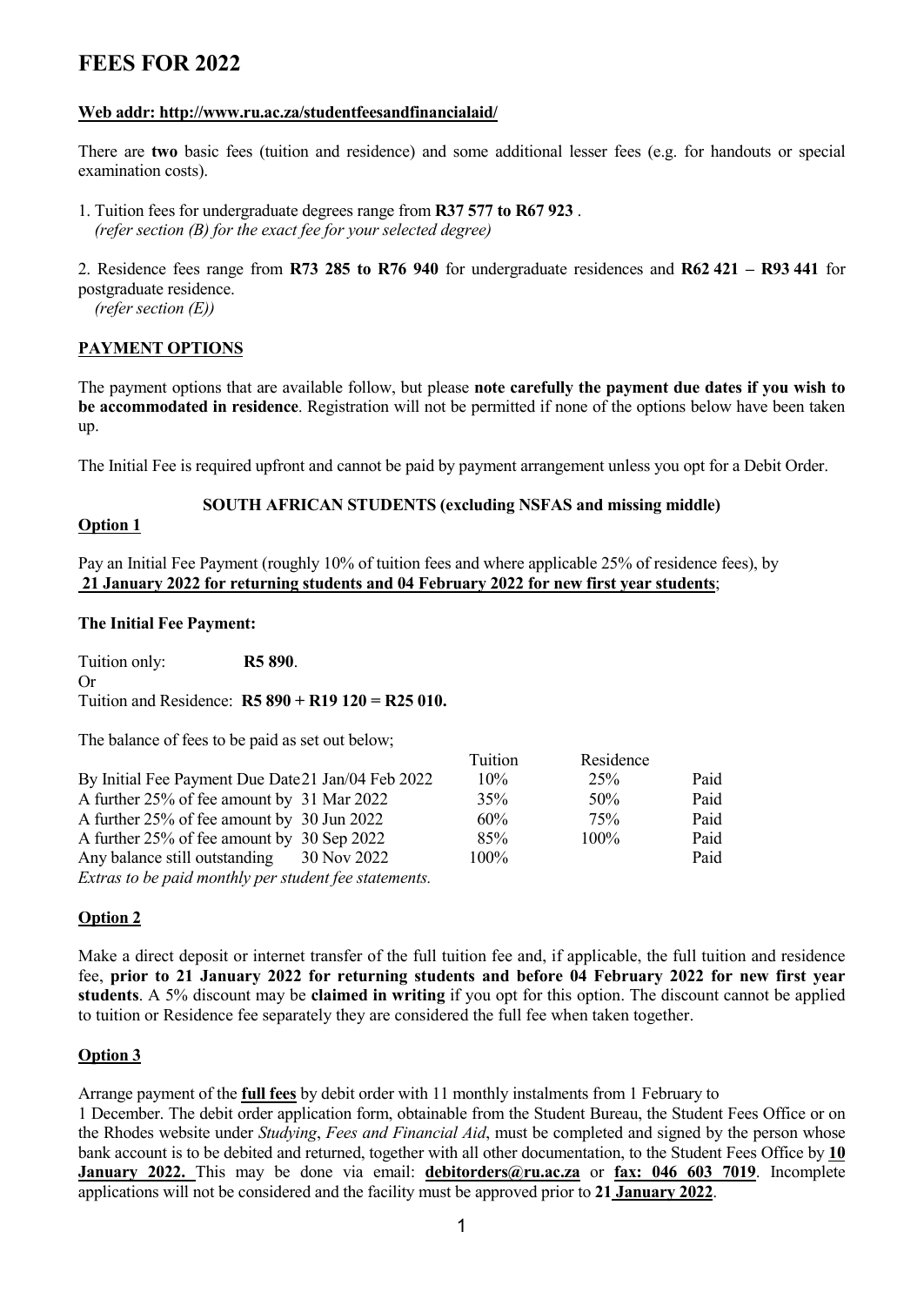# FEES FOR 2022

**Web addr: http://www.ru.ac.za/studentfeesandfinancialaid/**

There are **two** basic fees (tuition and residence) and some additional lesser fees (e.g. for handouts or special examination costs).

1. Tuition fees for undergraduate degrees range from **R37 577 to R67 923** .
   *(refer section (B) for the exact fee for your selected degree)*

2. Residence fees range from **R73 285 to R76 940** for undergraduate residences and **R62 421 – R93 441** for postgraduate residence.
   *(refer section (E))*

## PAYMENT OPTIONS

The payment options that are available follow, but please **note carefully the payment due dates if you wish to be accommodated in residence**. Registration will not be permitted if none of the options below have been taken up.

The Initial Fee is required upfront and cannot be paid by payment arrangement unless you opt for a Debit Order.

### SOUTH AFRICAN STUDENTS (excluding NSFAS and missing middle)

**Option 1**

Pay an Initial Fee Payment (roughly 10% of tuition fees and where applicable 25% of residence fees), by **21 January 2022 for returning students and 04 February 2022 for new first year students**;

**The Initial Fee Payment:**

Tuition only: **R5 890**.
Or
Tuition and Residence: **R5 890 + R19 120 = R25 010.**

The balance of fees to be paid as set out below;

| | | Tuition | Residence | |
|---|---|---|---|---|
| By Initial Fee Payment Due Date | 21 Jan/04 Feb 2022 | 10% | 25% | Paid |
| A further 25% of fee amount by | 31 Mar 2022 | 35% | 50% | Paid |
| A further 25% of fee amount by | 30 Jun 2022 | 60% | 75% | Paid |
| A further 25% of fee amount by | 30 Sep 2022 | 85% | 100% | Paid |
| Any balance still outstanding | 30 Nov 2022 | 100% | | Paid |

*Extras to be paid monthly per student fee statements.*

**Option 2**

Make a direct deposit or internet transfer of the full tuition fee and, if applicable, the full tuition and residence fee, **prior to 21 January 2022 for returning students and before 04 February 2022 for new first year students**. A 5% discount may be **claimed in writing** if you opt for this option. The discount cannot be applied to tuition or Residence fee separately they are considered the full fee when taken together.

**Option 3**

Arrange payment of the **full fees** by debit order with 11 monthly instalments from 1 February to 1 December. The debit order application form, obtainable from the Student Bureau, the Student Fees Office or on the Rhodes website under *Studying*, *Fees and Financial Aid*, must be completed and signed by the person whose bank account is to be debited and returned, together with all other documentation, to the Student Fees Office by **10 January 2022.** This may be done via email: **debitorders@ru.ac.za** or **fax: 046 603 7019**. Incomplete applications will not be considered and the facility must be approved prior to **21 January 2022**.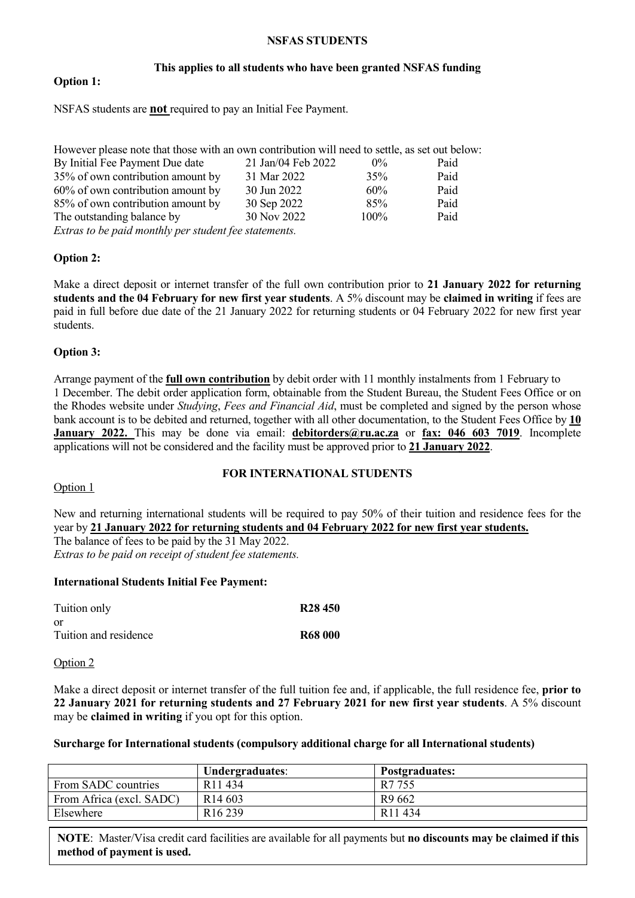## NSFAS STUDENTS

**This applies to all students who have been granted NSFAS funding**

**Option 1:**

NSFAS students are **not** required to pay an Initial Fee Payment.

However please note that those with an own contribution will need to settle, as set out below:

| | | | |
|---|---|---|---|
| By Initial Fee Payment Due date | 21 Jan/04 Feb 2022 | 0% | Paid |
| 35% of own contribution amount by | 31 Mar 2022 | 35% | Paid |
| 60% of own contribution amount by | 30 Jun 2022 | 60% | Paid |
| 85% of own contribution amount by | 30 Sep 2022 | 85% | Paid |
| The outstanding balance by | 30 Nov 2022 | 100% | Paid |

*Extras to be paid monthly per student fee statements.*

**Option 2:**

Make a direct deposit or internet transfer of the full own contribution prior to **21 January 2022 for returning students and the 04 February for new first year students**. A 5% discount may be **claimed in writing** if fees are paid in full before due date of the 21 January 2022 for returning students or 04 February 2022 for new first year students.

**Option 3:**

Arrange payment of the **full own contribution** by debit order with 11 monthly instalments from 1 February to 1 December. The debit order application form, obtainable from the Student Bureau, the Student Fees Office or on the Rhodes website under *Studying*, *Fees and Financial Aid*, must be completed and signed by the person whose bank account is to be debited and returned, together with all other documentation, to the Student Fees Office by **10 January 2022.** This may be done via email: **debitorders@ru.ac.za** or **fax: 046 603 7019**. Incomplete applications will not be considered and the facility must be approved prior to **21 January 2022**.

## FOR INTERNATIONAL STUDENTS

Option 1

New and returning international students will be required to pay 50% of their tuition and residence fees for the year by **21 January 2022 for returning students and 04 February 2022 for new first year students.**
The balance of fees to be paid by the 31 May 2022.
*Extras to be paid on receipt of student fee statements.*

**International Students Initial Fee Payment:**

Tuition only **R28 450**
or
Tuition and residence **R68 000**

Option 2

Make a direct deposit or internet transfer of the full tuition fee and, if applicable, the full residence fee, **prior to 22 January 2021 for returning students and 27 February 2021 for new first year students**. A 5% discount may be **claimed in writing** if you opt for this option.

**Surcharge for International students (compulsory additional charge for all International students)**

| | **Undergraduates**: | **Postgraduates:** |
|---|---|---|
| From SADC countries | R11 434 | R7 755 |
| From Africa (excl. SADC) | R14 603 | R9 662 |
| Elsewhere | R16 239 | R11 434 |

**NOTE**: Master/Visa credit card facilities are available for all payments but **no discounts may be claimed if this method of payment is used.**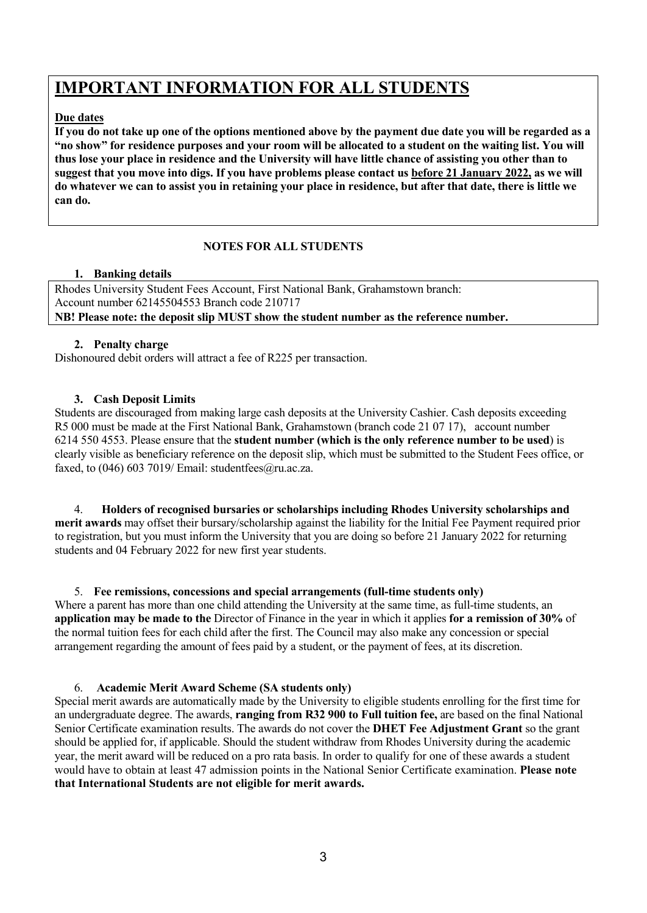# IMPORTANT INFORMATION FOR ALL STUDENTS

**Due dates**

**If you do not take up one of the options mentioned above by the payment due date you will be regarded as a "no show" for residence purposes and your room will be allocated to a student on the waiting list. You will thus lose your place in residence and the University will have little chance of assisting you other than to suggest that you move into digs. If you have problems please contact us <u>before 21 January 2022,</u> as we will do whatever we can to assist you in retaining your place in residence, but after that date, there is little we can do.**

**NOTES FOR ALL STUDENTS**

**1. Banking details**

Rhodes University Student Fees Account, First National Bank, Grahamstown branch:
Account number 62145504553 Branch code 210717
**NB! Please note: the deposit slip MUST show the student number as the reference number.**

**2. Penalty charge**

Dishonoured debit orders will attract a fee of R225 per transaction.

**3. Cash Deposit Limits**

Students are discouraged from making large cash deposits at the University Cashier. Cash deposits exceeding R5 000 must be made at the First National Bank, Grahamstown (branch code 21 07 17), account number 6214 550 4553. Please ensure that the **student number (which is the only reference number to be used**) is clearly visible as beneficiary reference on the deposit slip, which must be submitted to the Student Fees office, or faxed, to (046) 603 7019/ Email: studentfees@ru.ac.za.

4. **Holders of recognised bursaries or scholarships including Rhodes University scholarships and merit awards** may offset their bursary/scholarship against the liability for the Initial Fee Payment required prior to registration, but you must inform the University that you are doing so before 21 January 2022 for returning students and 04 February 2022 for new first year students.

5. **Fee remissions, concessions and special arrangements (full-time students only)**

Where a parent has more than one child attending the University at the same time, as full-time students, an **application may be made to the** Director of Finance in the year in which it applies **for a remission of 30%** of the normal tuition fees for each child after the first. The Council may also make any concession or special arrangement regarding the amount of fees paid by a student, or the payment of fees, at its discretion.

6. **Academic Merit Award Scheme (SA students only)**

Special merit awards are automatically made by the University to eligible students enrolling for the first time for an undergraduate degree. The awards, **ranging from R32 900 to Full tuition fee,** are based on the final National Senior Certificate examination results. The awards do not cover the **DHET Fee Adjustment Grant** so the grant should be applied for, if applicable. Should the student withdraw from Rhodes University during the academic year, the merit award will be reduced on a pro rata basis. In order to qualify for one of these awards a student would have to obtain at least 47 admission points in the National Senior Certificate examination. **Please note that International Students are not eligible for merit awards.**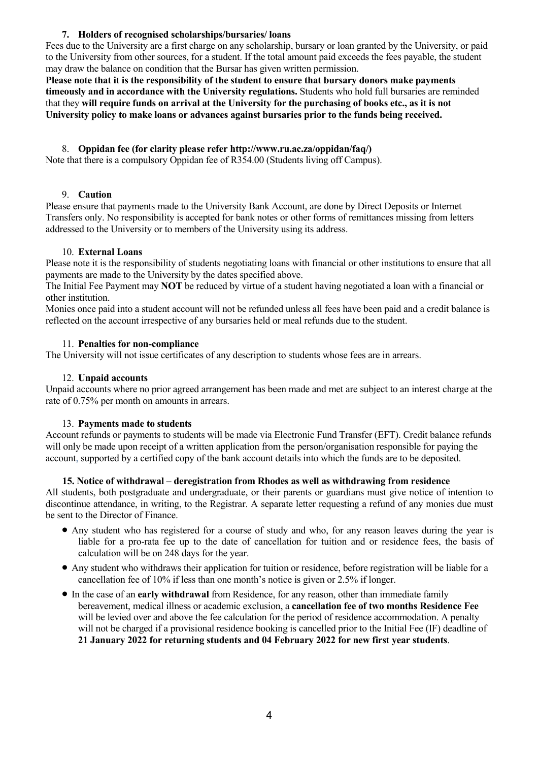### 7. Holders of recognised scholarships/bursaries/ loans

Fees due to the University are a first charge on any scholarship, bursary or loan granted by the University, or paid to the University from other sources, for a student. If the total amount paid exceeds the fees payable, the student may draw the balance on condition that the Bursar has given written permission.

**Please note that it is the responsibility of the student to ensure that bursary donors make payments timeously and in accordance with the University regulations.** Students who hold full bursaries are reminded that they **will require funds on arrival at the University for the purchasing of books etc., as it is not University policy to make loans or advances against bursaries prior to the funds being received.**

### 8. Oppidan fee (for clarity please refer http://www.ru.ac.za/oppidan/faq/)

Note that there is a compulsory Oppidan fee of R354.00 (Students living off Campus).

### 9. Caution

Please ensure that payments made to the University Bank Account, are done by Direct Deposits or Internet Transfers only. No responsibility is accepted for bank notes or other forms of remittances missing from letters addressed to the University or to members of the University using its address.

### 10. External Loans

Please note it is the responsibility of students negotiating loans with financial or other institutions to ensure that all payments are made to the University by the dates specified above.

The Initial Fee Payment may **NOT** be reduced by virtue of a student having negotiated a loan with a financial or other institution.

Monies once paid into a student account will not be refunded unless all fees have been paid and a credit balance is reflected on the account irrespective of any bursaries held or meal refunds due to the student.

### 11. Penalties for non-compliance

The University will not issue certificates of any description to students whose fees are in arrears.

### 12. Unpaid accounts

Unpaid accounts where no prior agreed arrangement has been made and met are subject to an interest charge at the rate of 0.75% per month on amounts in arrears.

### 13. Payments made to students

Account refunds or payments to students will be made via Electronic Fund Transfer (EFT). Credit balance refunds will only be made upon receipt of a written application from the person/organisation responsible for paying the account, supported by a certified copy of the bank account details into which the funds are to be deposited.

### 15. Notice of withdrawal – deregistration from Rhodes as well as withdrawing from residence

All students, both postgraduate and undergraduate, or their parents or guardians must give notice of intention to discontinue attendance, in writing, to the Registrar. A separate letter requesting a refund of any monies due must be sent to the Director of Finance.

- Any student who has registered for a course of study and who, for any reason leaves during the year is liable for a pro-rata fee up to the date of cancellation for tuition and or residence fees, the basis of calculation will be on 248 days for the year.
- Any student who withdraws their application for tuition or residence, before registration will be liable for a cancellation fee of 10% if less than one month's notice is given or 2.5% if longer.
- In the case of an **early withdrawal** from Residence, for any reason, other than immediate family bereavement, medical illness or academic exclusion, a **cancellation fee of two months Residence Fee** will be levied over and above the fee calculation for the period of residence accommodation. A penalty will not be charged if a provisional residence booking is cancelled prior to the Initial Fee (IF) deadline of **21 January 2022 for returning students and 04 February 2022 for new first year students**.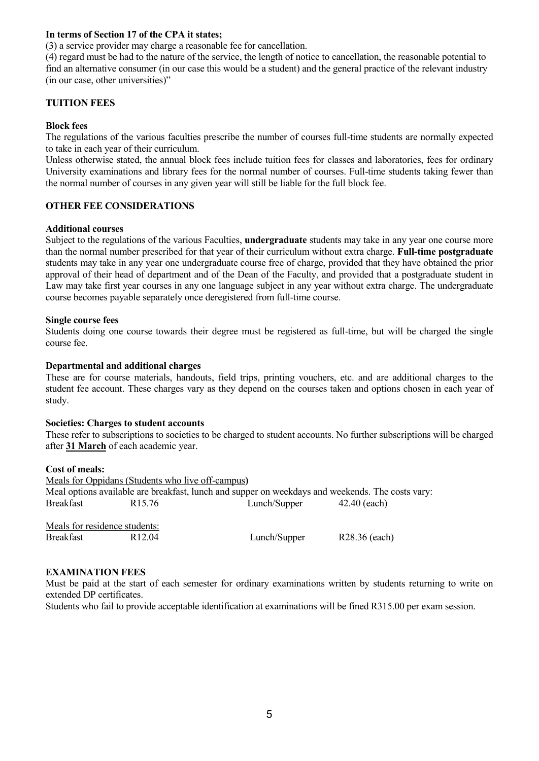**In terms of Section 17 of the CPA it states;**

(3) a service provider may charge a reasonable fee for cancellation.

(4) regard must be had to the nature of the service, the length of notice to cancellation, the reasonable potential to find an alternative consumer (in our case this would be a student) and the general practice of the relevant industry (in our case, other universities)"

## TUITION FEES

### Block fees

The regulations of the various faculties prescribe the number of courses full-time students are normally expected to take in each year of their curriculum.

Unless otherwise stated, the annual block fees include tuition fees for classes and laboratories, fees for ordinary University examinations and library fees for the normal number of courses. Full-time students taking fewer than the normal number of courses in any given year will still be liable for the full block fee.

## OTHER FEE CONSIDERATIONS

### Additional courses

Subject to the regulations of the various Faculties, **undergraduate** students may take in any year one course more than the normal number prescribed for that year of their curriculum without extra charge. **Full-time postgraduate** students may take in any year one undergraduate course free of charge, provided that they have obtained the prior approval of their head of department and of the Dean of the Faculty, and provided that a postgraduate student in Law may take first year courses in any one language subject in any year without extra charge. The undergraduate course becomes payable separately once deregistered from full-time course.

### Single course fees

Students doing one course towards their degree must be registered as full-time, but will be charged the single course fee.

### Departmental and additional charges

These are for course materials, handouts, field trips, printing vouchers, etc. and are additional charges to the student fee account. These charges vary as they depend on the courses taken and options chosen in each year of study.

### Societies: Charges to student accounts

These refer to subscriptions to societies to be charged to student accounts. No further subscriptions will be charged after **31 March** of each academic year.

### Cost of meals:

Meals for Oppidans (Students who live off-campus**)**

Meal options available are breakfast, lunch and supper on weekdays and weekends. The costs vary:

| Breakfast | R15.76 | Lunch/Supper | 42.40 (each) |
|---|---|---|---|

Meals for residence students:

| Breakfast | R12.04 | Lunch/Supper | R28.36 (each) |
|---|---|---|---|

## EXAMINATION FEES

Must be paid at the start of each semester for ordinary examinations written by students returning to write on extended DP certificates.

Students who fail to provide acceptable identification at examinations will be fined R315.00 per exam session.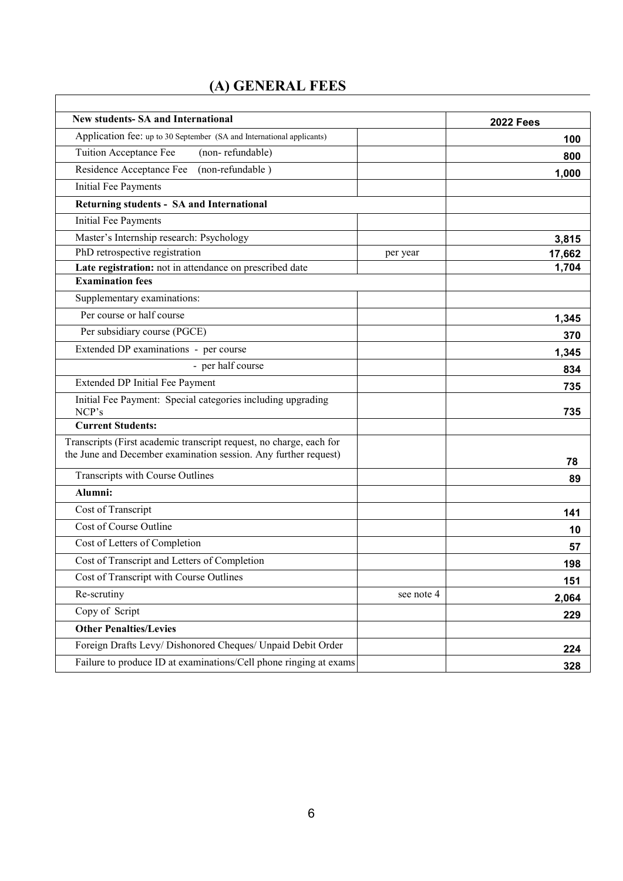# (A) GENERAL FEES

| New students- SA and International | | 2022 Fees |
|---|---|---|
| Application fee: up to 30 September (SA and International applicants) | | 100 |
| Tuition Acceptance Fee (non- refundable) | | 800 |
| Residence Acceptance Fee (non-refundable ) | | 1,000 |
| Initial Fee Payments | | |
| **Returning students - SA and International** | | |
| Initial Fee Payments | | |
| Master's Internship research: Psychology | | 3,815 |
| PhD retrospective registration | per year | 17,662 |
| **Late registration:** not in attendance on prescribed date | | 1,704 |
| **Examination fees** | | |
| Supplementary examinations: | | |
| Per course or half course | | 1,345 |
| Per subsidiary course (PGCE) | | 370 |
| Extended DP examinations - per course | | 1,345 |
| - per half course | | 834 |
| Extended DP Initial Fee Payment | | 735 |
| Initial Fee Payment: Special categories including upgrading NCP's | | 735 |
| **Current Students:** | | |
| Transcripts (First academic transcript request, no charge, each for the June and December examination session. Any further request) | | 78 |
| Transcripts with Course Outlines | | 89 |
| **Alumni:** | | |
| Cost of Transcript | | 141 |
| Cost of Course Outline | | 10 |
| Cost of Letters of Completion | | 57 |
| Cost of Transcript and Letters of Completion | | 198 |
| Cost of Transcript with Course Outlines | | 151 |
| Re-scrutiny | see note 4 | 2,064 |
| Copy of Script | | 229 |
| **Other Penalties/Levies** | | |
| Foreign Drafts Levy/ Dishonored Cheques/ Unpaid Debit Order | | 224 |
| Failure to produce ID at examinations/Cell phone ringing at exams | | 328 |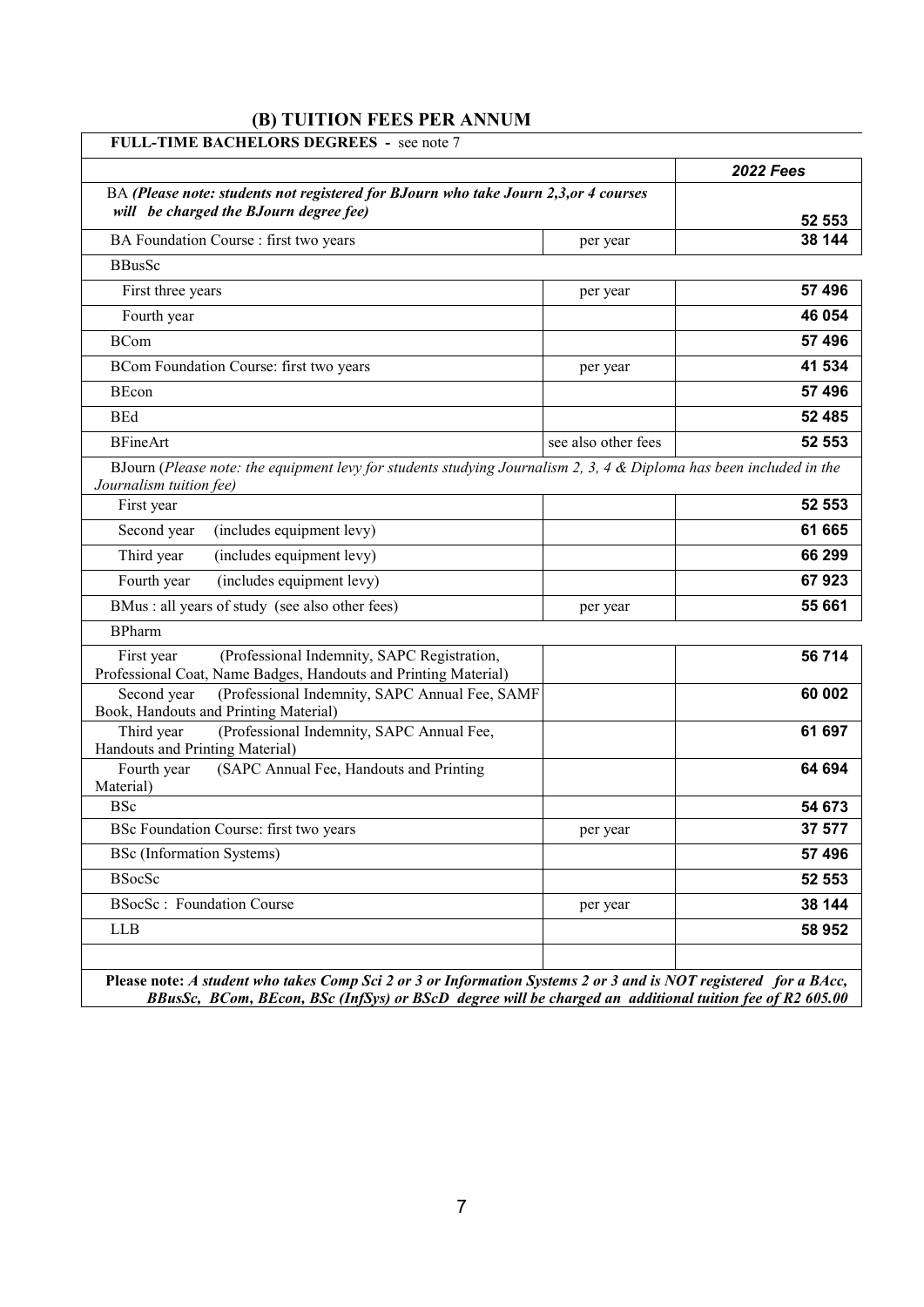## (B) TUITION FEES PER ANNUM

| FULL-TIME BACHELORS DEGREES - see note 7 | | |
|---|---|---|
| | | ***2022 Fees*** |
| BA *(Please note: students not registered for BJourn who take Journ 2,3,or 4 courses will be charged the BJourn degree fee)* | | **52 553** |
| BA Foundation Course : first two years | per year | **38 144** |
| BBusSc | | |
| First three years | per year | **57 496** |
| Fourth year | | **46 054** |
| BCom | | **57 496** |
| BCom Foundation Course: first two years | per year | **41 534** |
| BEcon | | **57 496** |
| BEd | | **52 485** |
| BFineArt | see also other fees | **52 553** |
| BJourn (*Please note: the equipment levy for students studying Journalism 2, 3, 4 & Diploma has been included in the Journalism tuition fee)* | | |
| First year | | **52 553** |
| Second year (includes equipment levy) | | **61 665** |
| Third year (includes equipment levy) | | **66 299** |
| Fourth year (includes equipment levy) | | **67 923** |
| BMus : all years of study (see also other fees) | per year | **55 661** |
| BPharm | | |
| First year (Professional Indemnity, SAPC Registration, Professional Coat, Name Badges, Handouts and Printing Material) | | **56 714** |
| Second year (Professional Indemnity, SAPC Annual Fee, SAMF Book, Handouts and Printing Material) | | **60 002** |
| Third year (Professional Indemnity, SAPC Annual Fee, Handouts and Printing Material) | | **61 697** |
| Fourth year (SAPC Annual Fee, Handouts and Printing Material) | | **64 694** |
| BSc | | **54 673** |
| BSc Foundation Course: first two years | per year | **37 577** |
| BSc (Information Systems) | | **57 496** |
| BSocSc | | **52 553** |
| BSocSc : Foundation Course | per year | **38 144** |
| LLB | | **58 952** |
| | | |

**Please note:** ***A student who takes Comp Sci 2 or 3 or Information Systems 2 or 3 and is NOT registered for a BAcc, BBusSc, BCom, BEcon, BSc (InfSys) or BScD degree will be charged an additional tuition fee of R2 605.00***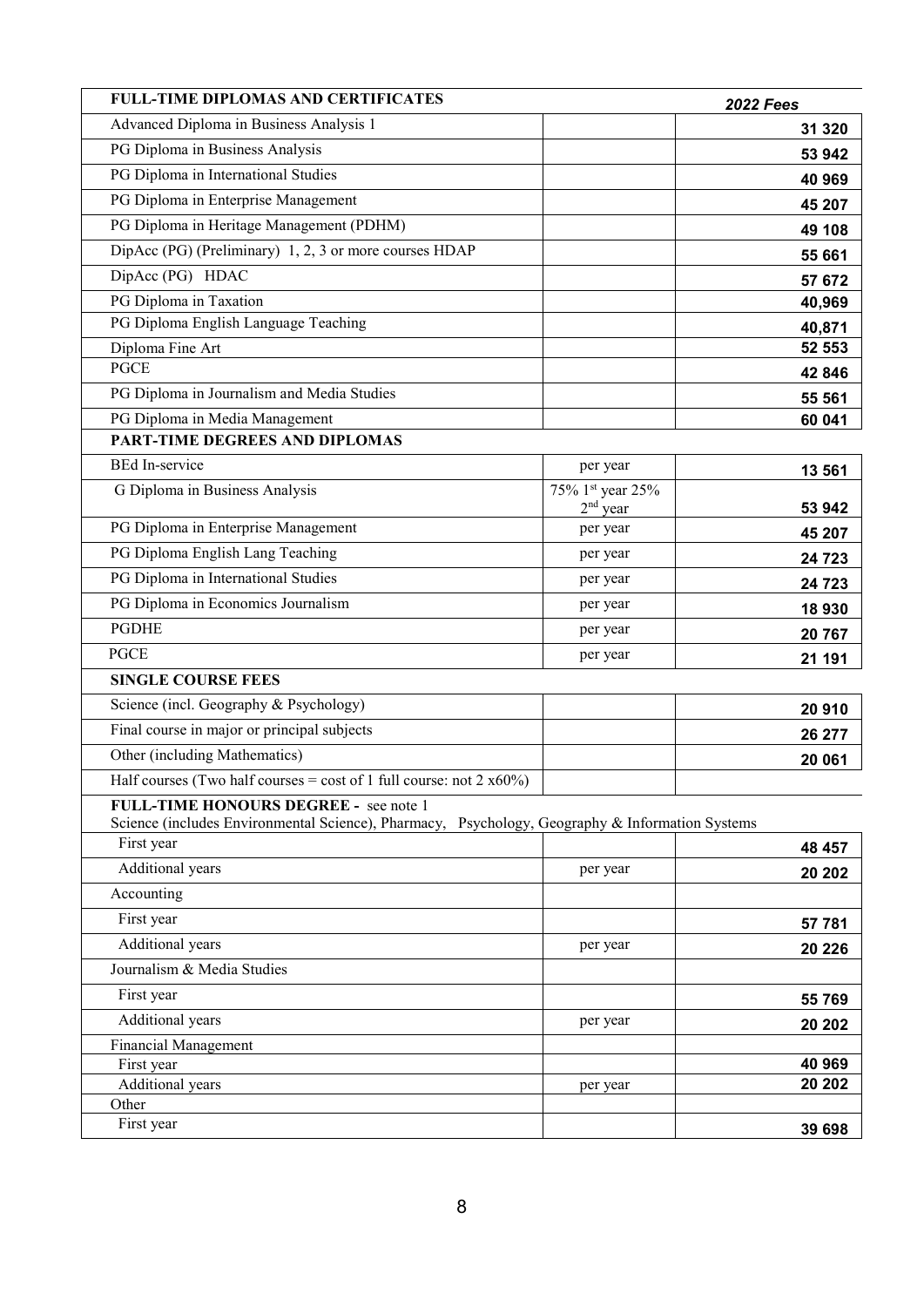| FULL-TIME DIPLOMAS AND CERTIFICATES | | *2022 Fees* |
|---|---|---|
| Advanced Diploma in Business Analysis 1 | | **31 320** |
| PG Diploma in Business Analysis | | **53 942** |
| PG Diploma in International Studies | | **40 969** |
| PG Diploma in Enterprise Management | | **45 207** |
| PG Diploma in Heritage Management (PDHM) | | **49 108** |
| DipAcc (PG) (Preliminary) 1, 2, 3 or more courses HDAP | | **55 661** |
| DipAcc (PG) HDAC | | **57 672** |
| PG Diploma in Taxation | | **40,969** |
| PG Diploma English Language Teaching | | **40,871** |
| Diploma Fine Art | | **52 553** |
| PGCE | | **42 846** |
| PG Diploma in Journalism and Media Studies | | **55 561** |
| PG Diploma in Media Management | | **60 041** |
| **PART-TIME DEGREES AND DIPLOMAS** | | |
| BEd In-service | per year | **13 561** |
| G Diploma in Business Analysis | 75% 1st year 25% 2nd year | **53 942** |
| PG Diploma in Enterprise Management | per year | **45 207** |
| PG Diploma English Lang Teaching | per year | **24 723** |
| PG Diploma in International Studies | per year | **24 723** |
| PG Diploma in Economics Journalism | per year | **18 930** |
| PGDHE | per year | **20 767** |
| PGCE | per year | **21 191** |
| **SINGLE COURSE FEES** | | |
| Science (incl. Geography & Psychology) | | **20 910** |
| Final course in major or principal subjects | | **26 277** |
| Other (including Mathematics) | | **20 061** |
| Half courses (Two half courses = cost of 1 full course: not 2 x60%) | | |
| **FULL-TIME HONOURS DEGREE -** see note 1<br>Science (includes Environmental Science), Pharmacy, Psychology, Geography & Information Systems | | |
| First year | | **48 457** |
| Additional years | per year | **20 202** |
| Accounting | | |
| First year | | **57 781** |
| Additional years | per year | **20 226** |
| Journalism & Media Studies | | |
| First year | | **55 769** |
| Additional years | per year | **20 202** |
| Financial Management | | |
| First year | | **40 969** |
| Additional years | per year | **20 202** |
| Other | | |
| First year | | **39 698** |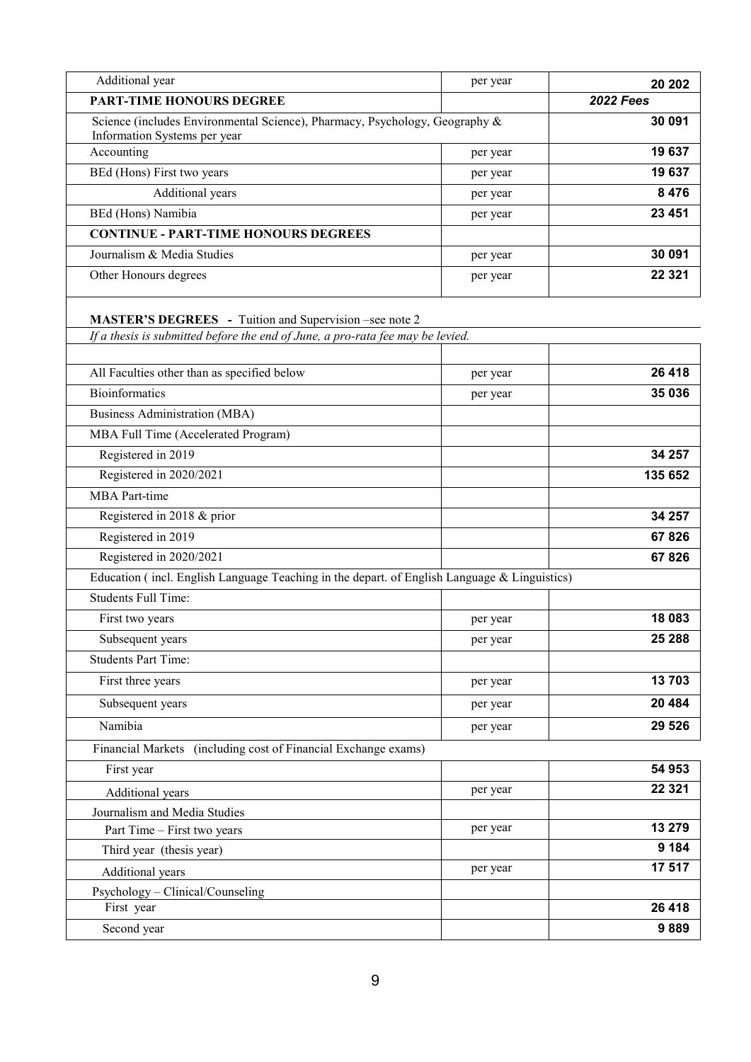| | | |
|---|---|---|
| Additional year | per year | **20 202** |
| **PART-TIME HONOURS DEGREE** | | ***2022 Fees*** |
| Science (includes Environmental Science), Pharmacy, Psychology, Geography & Information Systems per year | | **30 091** |
| Accounting | per year | **19 637** |
| BEd (Hons) First two years | per year | **19 637** |
| Additional years | per year | **8 476** |
| BEd (Hons) Namibia | per year | **23 451** |
| **CONTINUE - PART-TIME HONOURS DEGREES** | | |
| Journalism & Media Studies | per year | **30 091** |
| Other Honours degrees | per year | **22 321** |

**MASTER'S DEGREES** - Tuition and Supervision –see note 2

*If a thesis is submitted before the end of June, a pro-rata fee may be levied.*

| | | |
|---|---|---|
| All Faculties other than as specified below | per year | **26 418** |
| Bioinformatics | per year | **35 036** |
| Business Administration (MBA) | | |
| MBA Full Time (Accelerated Program) | | |
| Registered in 2019 | | **34 257** |
| Registered in 2020/2021 | | **135 652** |
| MBA Part-time | | |
| Registered in 2018 & prior | | **34 257** |
| Registered in 2019 | | **67 826** |
| Registered in 2020/2021 | | **67 826** |
| Education ( incl. English Language Teaching in the depart. of English Language & Linguistics) | | |
| Students Full Time: | | |
| First two years | per year | **18 083** |
| Subsequent years | per year | **25 288** |
| Students Part Time: | | |
| First three years | per year | **13 703** |
| Subsequent years | per year | **20 484** |
| Namibia | per year | **29 526** |
| Financial Markets (including cost of Financial Exchange exams) | | |
| First year | | **54 953** |
| Additional years | per year | **22 321** |
| Journalism and Media Studies | | |
| Part Time – First two years | per year | **13 279** |
| Third year (thesis year) | | **9 184** |
| Additional years | per year | **17 517** |
| Psychology – Clinical/Counseling | | |
| First year | | **26 418** |
| Second year | | **9 889** |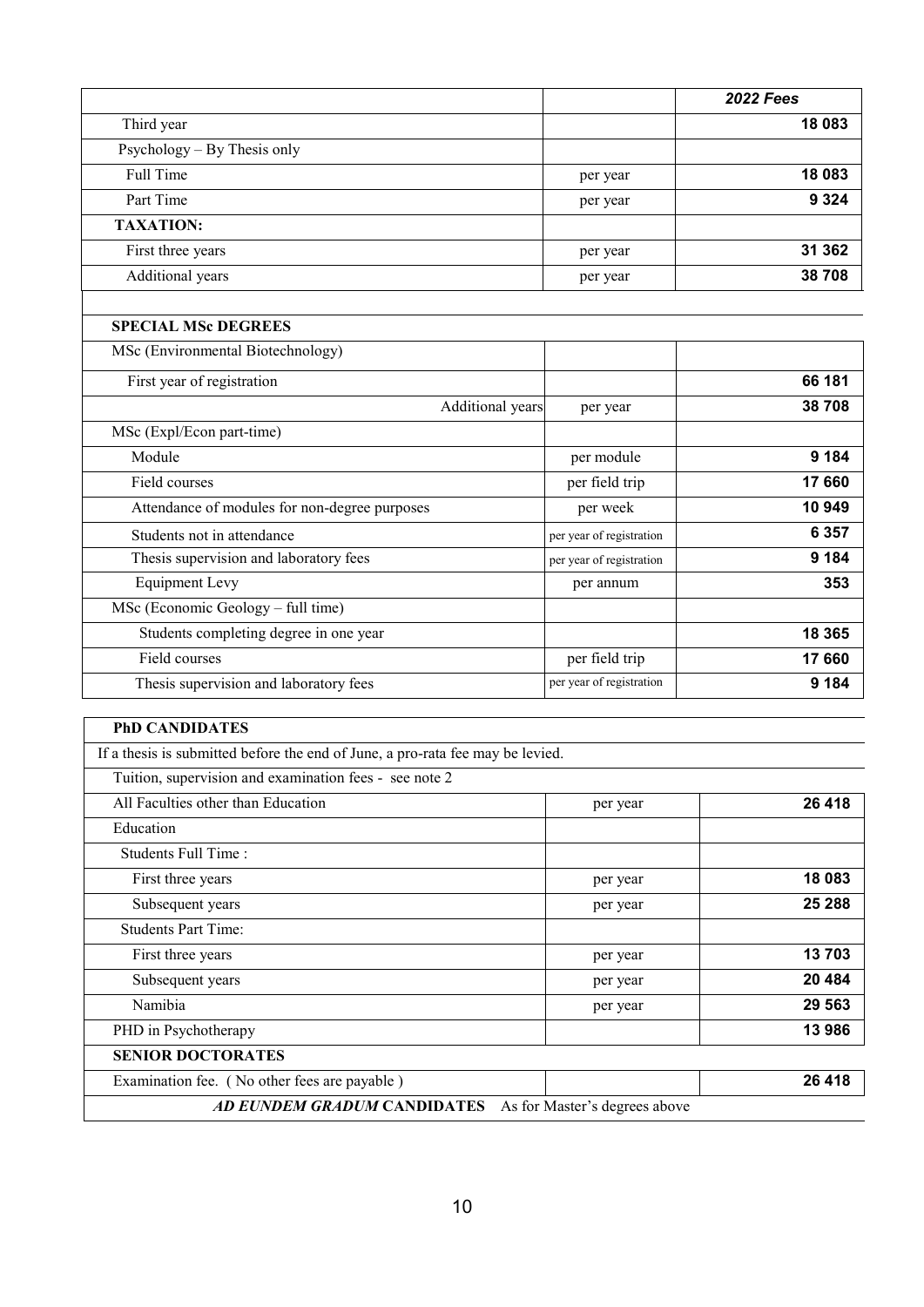| | | *2022 Fees* |
|---|---|---|
| Third year | | **18 083** |
| Psychology – By Thesis only | | |
| Full Time | per year | **18 083** |
| Part Time | per year | **9 324** |
| **TAXATION:** | | |
| First three years | per year | **31 362** |
| Additional years | per year | **38 708** |

| **SPECIAL MSc DEGREES** | | |
|---|---|---|
| MSc (Environmental Biotechnology) | | |
| First year of registration | | **66 181** |
| Additional years | per year | **38 708** |
| MSc (Expl/Econ part-time) | | |
| Module | per module | **9 184** |
| Field courses | per field trip | **17 660** |
| Attendance of modules for non-degree purposes | per week | **10 949** |
| Students not in attendance | per year of registration | **6 357** |
| Thesis supervision and laboratory fees | per year of registration | **9 184** |
| Equipment Levy | per annum | **353** |
| MSc (Economic Geology – full time) | | |
| Students completing degree in one year | | **18 365** |
| Field courses | per field trip | **17 660** |
| Thesis supervision and laboratory fees | per year of registration | **9 184** |

| **PhD CANDIDATES** | | |
|---|---|---|
| If a thesis is submitted before the end of June, a pro-rata fee may be levied. | | |
| Tuition, supervision and examination fees - see note 2 | | |
| All Faculties other than Education | per year | **26 418** |
| Education | | |
| Students Full Time : | | |
| First three years | per year | **18 083** |
| Subsequent years | per year | **25 288** |
| Students Part Time: | | |
| First three years | per year | **13 703** |
| Subsequent years | per year | **20 484** |
| Namibia | per year | **29 563** |
| PHD in Psychotherapy | | **13 986** |
| **SENIOR DOCTORATES** | | |
| Examination fee. ( No other fees are payable ) | | **26 418** |
| ***AD EUNDEM GRADUM* CANDIDATES** As for Master's degrees above | | |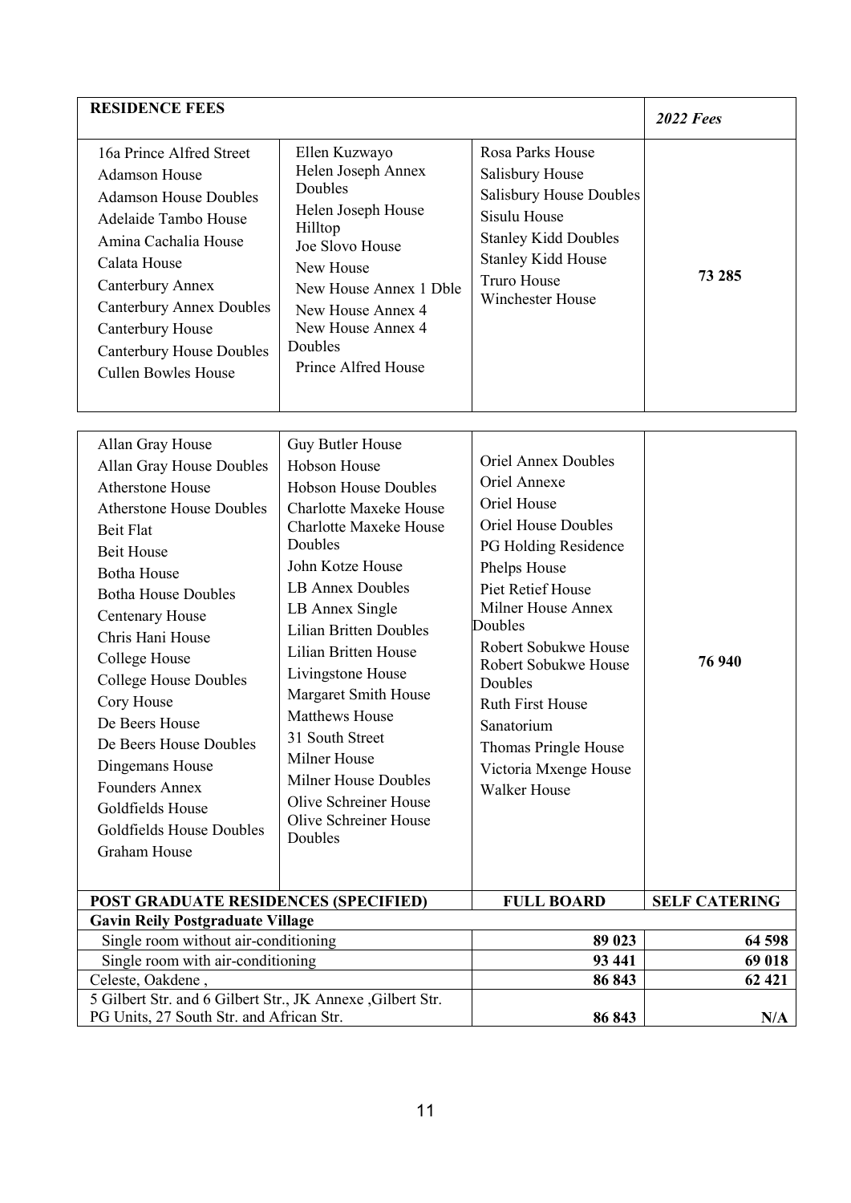| RESIDENCE FEES | | | *2022 Fees* |
|---|---|---|---|
| 16a Prince Alfred Street<br>Adamson House<br>Adamson House Doubles<br>Adelaide Tambo House<br>Amina Cachalia House<br>Calata House<br>Canterbury Annex<br>Canterbury Annex Doubles<br>Canterbury House<br>Canterbury House Doubles<br>Cullen Bowles House | Ellen Kuzwayo<br>Helen Joseph Annex Doubles<br>Helen Joseph House Hilltop<br>Joe Slovo House<br>New House<br>New House Annex 1 Dble<br>New House Annex 4<br>New House Annex 4 Doubles<br>Prince Alfred House | Rosa Parks House<br>Salisbury House<br>Salisbury House Doubles<br>Sisulu House<br>Stanley Kidd Doubles<br>Stanley Kidd House<br>Truro House<br>Winchester House | 73 285 |
| Allan Gray House<br>Allan Gray House Doubles<br>Atherstone House<br>Atherstone House Doubles<br>Beit Flat<br>Beit House<br>Botha House<br>Botha House Doubles<br>Centenary House<br>Chris Hani House<br>College House<br>College House Doubles<br>Cory House<br>De Beers House<br>De Beers House Doubles<br>Dingemans House<br>Founders Annex<br>Goldfields House<br>Goldfields House Doubles<br>Graham House | Guy Butler House<br>Hobson House<br>Hobson House Doubles<br>Charlotte Maxeke House<br>Charlotte Maxeke House Doubles<br>John Kotze House<br>LB Annex Doubles<br>LB Annex Single<br>Lilian Britten Doubles<br>Lilian Britten House<br>Livingstone House<br>Margaret Smith House<br>Matthews House<br>31 South Street<br>Milner House<br>Milner House Doubles<br>Olive Schreiner House<br>Olive Schreiner House Doubles | Oriel Annex Doubles<br>Oriel Annexe<br>Oriel House<br>Oriel House Doubles<br>PG Holding Residence<br>Phelps House<br>Piet Retief House<br>Milner House Annex Doubles<br>Robert Sobukwe House<br>Robert Sobukwe House Doubles<br>Ruth First House<br>Sanatorium<br>Thomas Pringle House<br>Victoria Mxenge House<br>Walker House | 76 940 |

| POST GRADUATE RESIDENCES (SPECIFIED) | FULL BOARD | SELF CATERING |
|---|---|---|
| **Gavin Reily Postgraduate Village** | | |
| Single room without air-conditioning | 89 023 | 64 598 |
| Single room with air-conditioning | 93 441 | 69 018 |
| Celeste, Oakdene , | 86 843 | 62 421 |
| 5 Gilbert Str. and 6 Gilbert Str., JK Annexe ,Gilbert Str. PG Units, 27 South Str. and African Str. | 86 843 | N/A |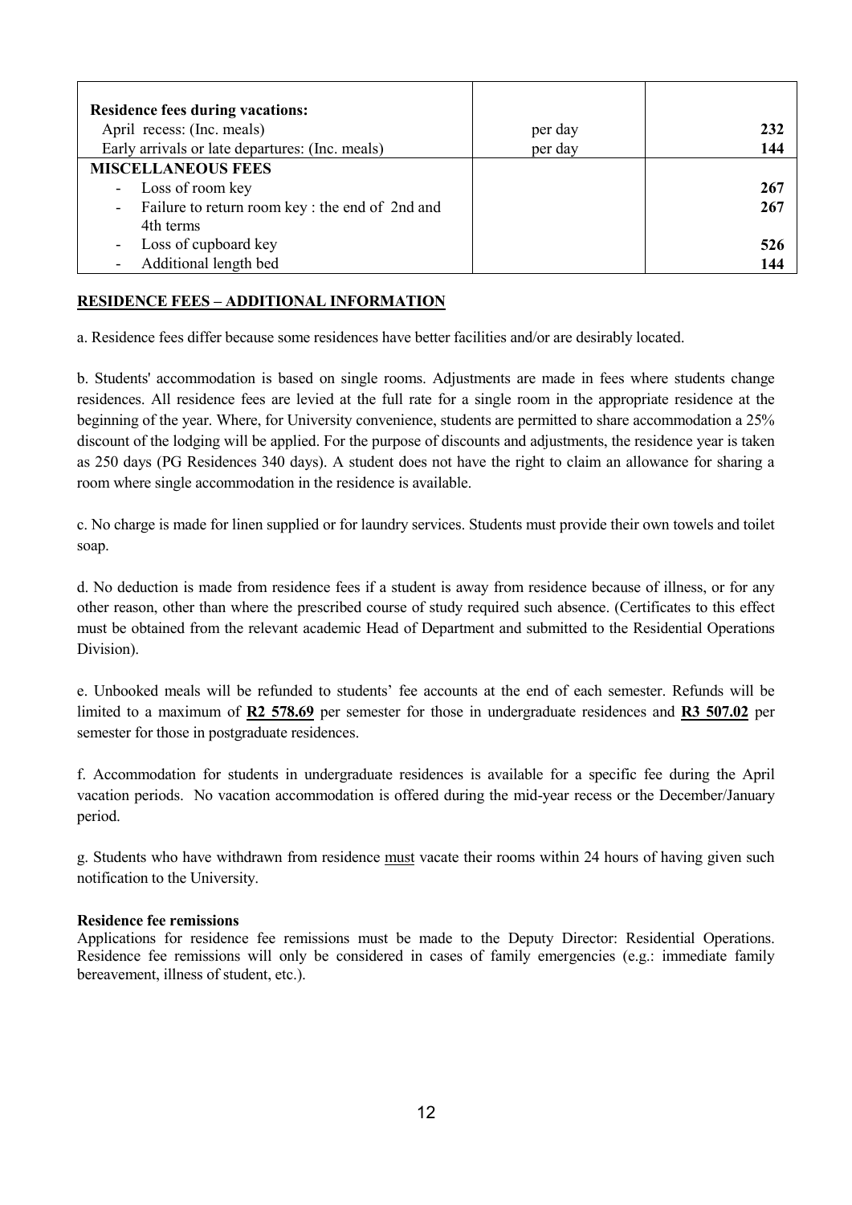| | | |
|---|---|---|
| **Residence fees during vacations:** | | |
| April recess: (Inc. meals) | per day | **232** |
| Early arrivals or late departures: (Inc. meals) | per day | **144** |
| **MISCELLANEOUS FEES** | | |
| - Loss of room key | | **267** |
| - Failure to return room key : the end of 2nd and 4th terms | | **267** |
| - Loss of cupboard key | | **526** |
| - Additional length bed | | **144** |

**RESIDENCE FEES – ADDITIONAL INFORMATION**

a. Residence fees differ because some residences have better facilities and/or are desirably located.

b. Students' accommodation is based on single rooms. Adjustments are made in fees where students change residences. All residence fees are levied at the full rate for a single room in the appropriate residence at the beginning of the year. Where, for University convenience, students are permitted to share accommodation a 25% discount of the lodging will be applied. For the purpose of discounts and adjustments, the residence year is taken as 250 days (PG Residences 340 days). A student does not have the right to claim an allowance for sharing a room where single accommodation in the residence is available.

c. No charge is made for linen supplied or for laundry services. Students must provide their own towels and toilet soap.

d. No deduction is made from residence fees if a student is away from residence because of illness, or for any other reason, other than where the prescribed course of study required such absence. (Certificates to this effect must be obtained from the relevant academic Head of Department and submitted to the Residential Operations Division).

e. Unbooked meals will be refunded to students' fee accounts at the end of each semester. Refunds will be limited to a maximum of **R2 578.69** per semester for those in undergraduate residences and **R3 507.02** per semester for those in postgraduate residences.

f. Accommodation for students in undergraduate residences is available for a specific fee during the April vacation periods. No vacation accommodation is offered during the mid-year recess or the December/January period.

g. Students who have withdrawn from residence must vacate their rooms within 24 hours of having given such notification to the University.

**Residence fee remissions**

Applications for residence fee remissions must be made to the Deputy Director: Residential Operations. Residence fee remissions will only be considered in cases of family emergencies (e.g.: immediate family bereavement, illness of student, etc.).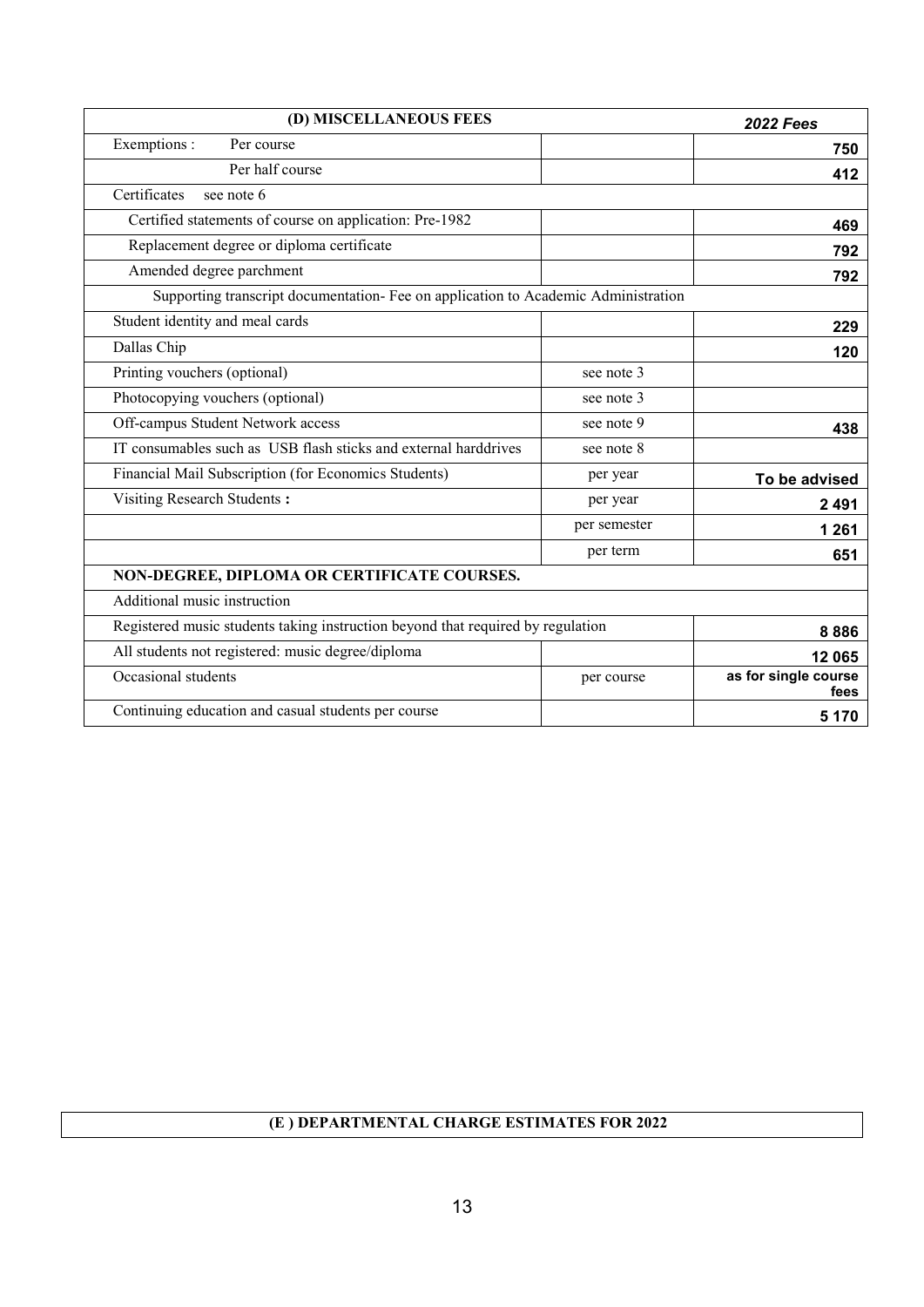| (D) MISCELLANEOUS FEES | | *2022 Fees* |
|---|---|---|
| Exemptions : Per course | | **750** |
| Per half course | | **412** |
| Certificates see note 6 | | |
| Certified statements of course on application: Pre-1982 | | **469** |
| Replacement degree or diploma certificate | | **792** |
| Amended degree parchment | | **792** |
| Supporting transcript documentation- Fee on application to Academic Administration | | |
| Student identity and meal cards | | **229** |
| Dallas Chip | | **120** |
| Printing vouchers (optional) | see note 3 | |
| Photocopying vouchers (optional) | see note 3 | |
| Off-campus Student Network access | see note 9 | **438** |
| IT consumables such as USB flash sticks and external harddrives | see note 8 | |
| Financial Mail Subscription (for Economics Students) | per year | **To be advised** |
| Visiting Research Students **:** | per year | **2 491** |
| | per semester | **1 261** |
| | per term | **651** |
| **NON-DEGREE, DIPLOMA OR CERTIFICATE COURSES.** | | |
| Additional music instruction | | |
| Registered music students taking instruction beyond that required by regulation | | **8 886** |
| All students not registered: music degree/diploma | | **12 065** |
| Occasional students | per course | **as for single course fees** |
| Continuing education and casual students per course | | **5 170** |

**(E ) DEPARTMENTAL CHARGE ESTIMATES FOR 2022**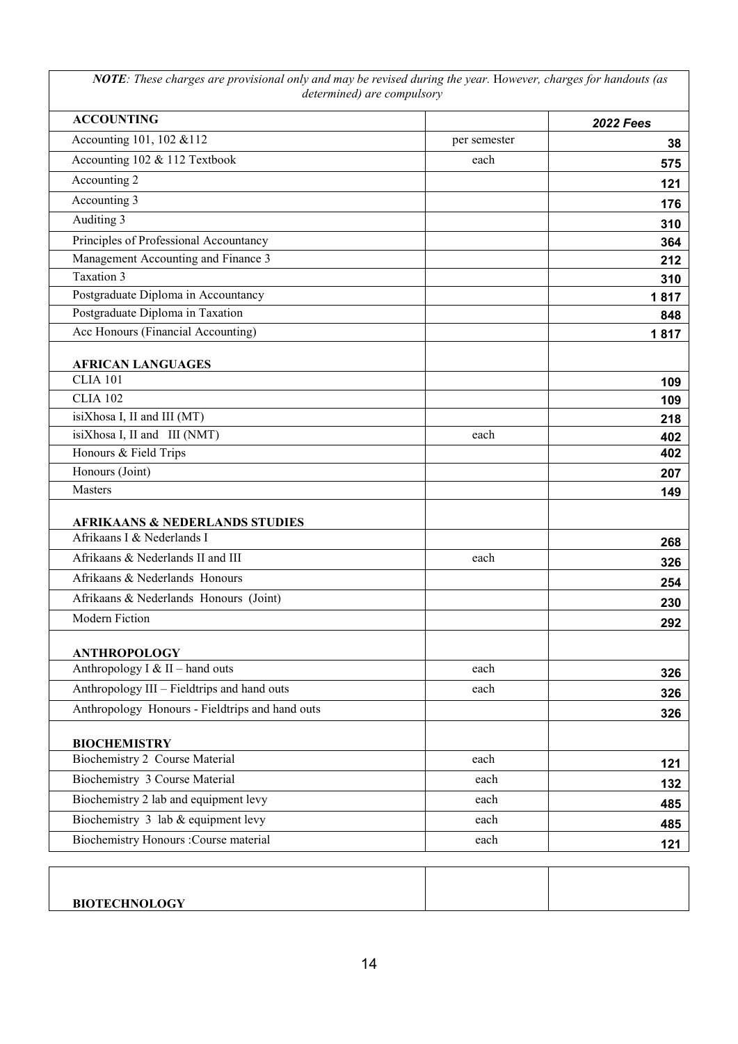*NOTE: These charges are provisional only and may be revised during the year.* However, *charges for handouts (as determined) are compulsory*

| **ACCOUNTING** | | ***2022 Fees*** |
|---|---|---|
| Accounting 101, 102 &112 | per semester | **38** |
| Accounting 102 & 112 Textbook | each | **575** |
| Accounting 2 | | **121** |
| Accounting 3 | | **176** |
| Auditing 3 | | **310** |
| Principles of Professional Accountancy | | **364** |
| Management Accounting and Finance 3 | | **212** |
| Taxation 3 | | **310** |
| Postgraduate Diploma in Accountancy | | **1 817** |
| Postgraduate Diploma in Taxation | | **848** |
| Acc Honours (Financial Accounting) | | **1 817** |
| **AFRICAN LANGUAGES** | | |
| CLIA 101 | | **109** |
| CLIA 102 | | **109** |
| isiXhosa I, II and III (MT) | | **218** |
| isiXhosa I, II and III (NMT) | each | **402** |
| Honours & Field Trips | | **402** |
| Honours (Joint) | | **207** |
| Masters | | **149** |
| **AFRIKAANS & NEDERLANDS STUDIES** | | |
| Afrikaans I & Nederlands I | | **268** |
| Afrikaans & Nederlands II and III | each | **326** |
| Afrikaans & Nederlands Honours | | **254** |
| Afrikaans & Nederlands Honours (Joint) | | **230** |
| Modern Fiction | | **292** |
| **ANTHROPOLOGY** | | |
| Anthropology I & II – hand outs | each | **326** |
| Anthropology III – Fieldtrips and hand outs | each | **326** |
| Anthropology Honours - Fieldtrips and hand outs | | **326** |
| **BIOCHEMISTRY** | | |
| Biochemistry 2 Course Material | each | **121** |
| Biochemistry 3 Course Material | each | **132** |
| Biochemistry 2 lab and equipment levy | each | **485** |
| Biochemistry 3 lab & equipment levy | each | **485** |
| Biochemistry Honours :Course material | each | **121** |

| **BIOTECHNOLOGY** | | |
|---|---|---|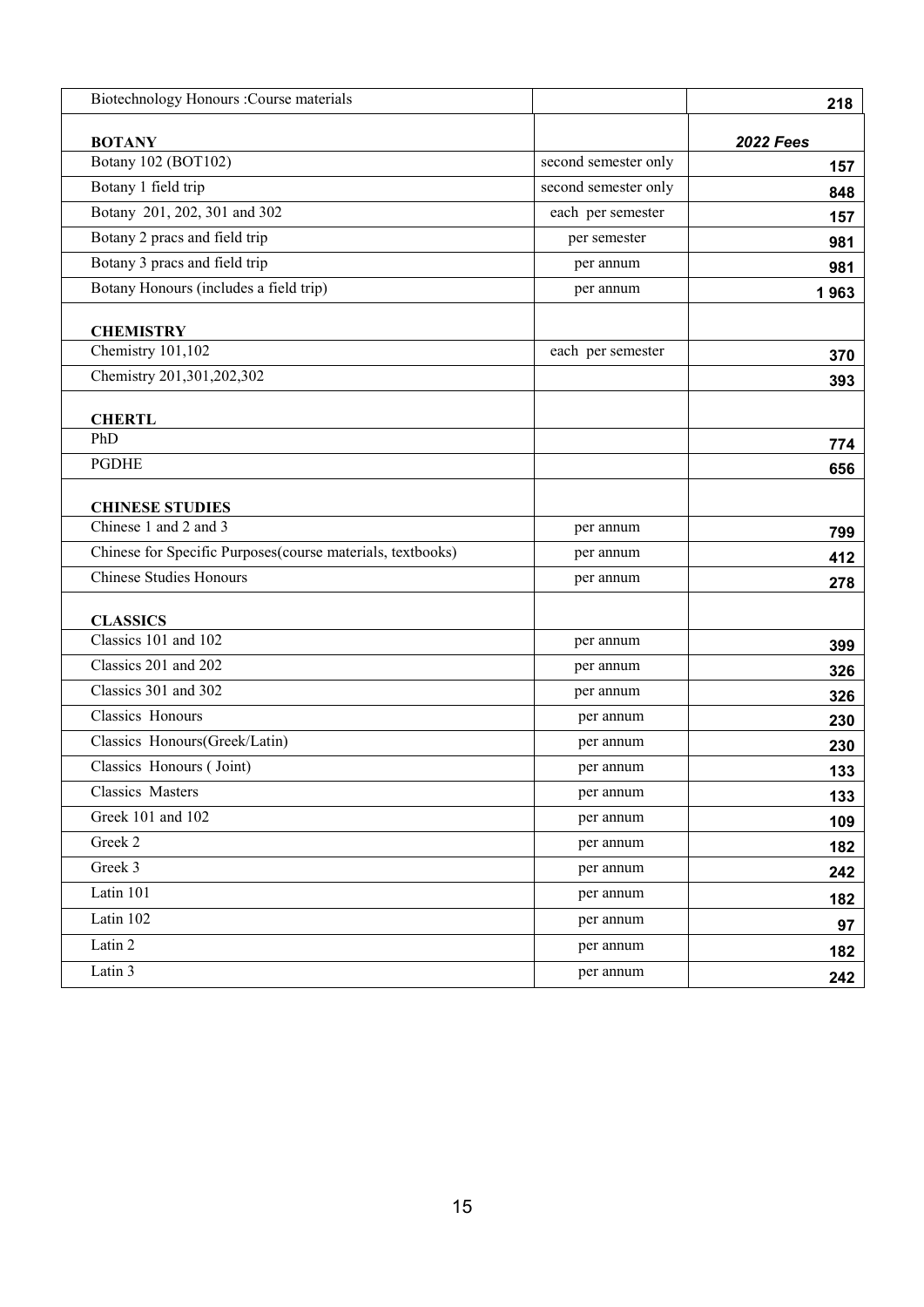| Biotechnology Honours :Course materials | | 218 |
|---|---|---|
| **BOTANY** | | ***2022 Fees*** |
| Botany 102 (BOT102) | second semester only | 157 |
| Botany 1 field trip | second semester only | 848 |
| Botany 201, 202, 301 and 302 | each per semester | 157 |
| Botany 2 pracs and field trip | per semester | 981 |
| Botany 3 pracs and field trip | per annum | 981 |
| Botany Honours (includes a field trip) | per annum | 1 963 |
| **CHEMISTRY** | | |
| Chemistry 101,102 | each per semester | 370 |
| Chemistry 201,301,202,302 | | 393 |
| **CHERTL** | | |
| PhD | | 774 |
| PGDHE | | 656 |
| **CHINESE STUDIES** | | |
| Chinese 1 and 2 and 3 | per annum | 799 |
| Chinese for Specific Purposes(course materials, textbooks) | per annum | 412 |
| Chinese Studies Honours | per annum | 278 |
| **CLASSICS** | | |
| Classics 101 and 102 | per annum | 399 |
| Classics 201 and 202 | per annum | 326 |
| Classics 301 and 302 | per annum | 326 |
| Classics Honours | per annum | 230 |
| Classics Honours(Greek/Latin) | per annum | 230 |
| Classics Honours ( Joint) | per annum | 133 |
| Classics Masters | per annum | 133 |
| Greek 101 and 102 | per annum | 109 |
| Greek 2 | per annum | 182 |
| Greek 3 | per annum | 242 |
| Latin 101 | per annum | 182 |
| Latin 102 | per annum | 97 |
| Latin 2 | per annum | 182 |
| Latin 3 | per annum | 242 |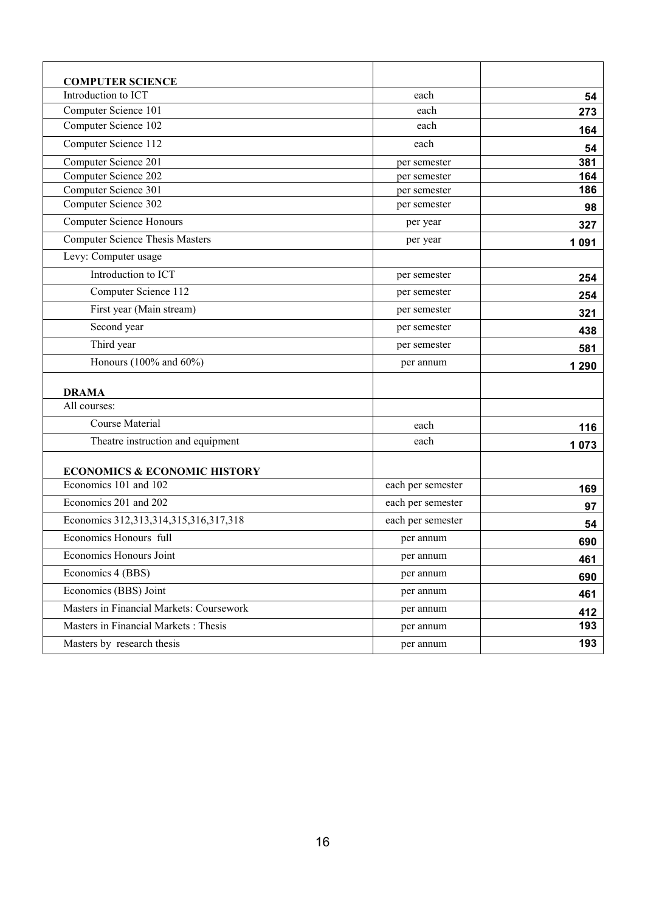| | | |
|---|---|---|
| **COMPUTER SCIENCE** | | |
| Introduction to ICT | each | **54** |
| Computer Science 101 | each | **273** |
| Computer Science 102 | each | **164** |
| Computer Science 112 | each | **54** |
| Computer Science 201 | per semester | **381** |
| Computer Science 202 | per semester | **164** |
| Computer Science 301 | per semester | **186** |
| Computer Science 302 | per semester | **98** |
| Computer Science Honours | per year | **327** |
| Computer Science Thesis Masters | per year | **1 091** |
| Levy: Computer usage | | |
| Introduction to ICT | per semester | **254** |
| Computer Science 112 | per semester | **254** |
| First year (Main stream) | per semester | **321** |
| Second year | per semester | **438** |
| Third year | per semester | **581** |
| Honours (100% and 60%) | per annum | **1 290** |
| **DRAMA** | | |
| All courses: | | |
| Course Material | each | **116** |
| Theatre instruction and equipment | each | **1 073** |
| **ECONOMICS & ECONOMIC HISTORY** | | |
| Economics 101 and 102 | each per semester | **169** |
| Economics 201 and 202 | each per semester | **97** |
| Economics 312,313,314,315,316,317,318 | each per semester | **54** |
| Economics Honours full | per annum | **690** |
| Economics Honours Joint | per annum | **461** |
| Economics 4 (BBS) | per annum | **690** |
| Economics (BBS) Joint | per annum | **461** |
| Masters in Financial Markets: Coursework | per annum | **412** |
| Masters in Financial Markets : Thesis | per annum | **193** |
| Masters by research thesis | per annum | **193** |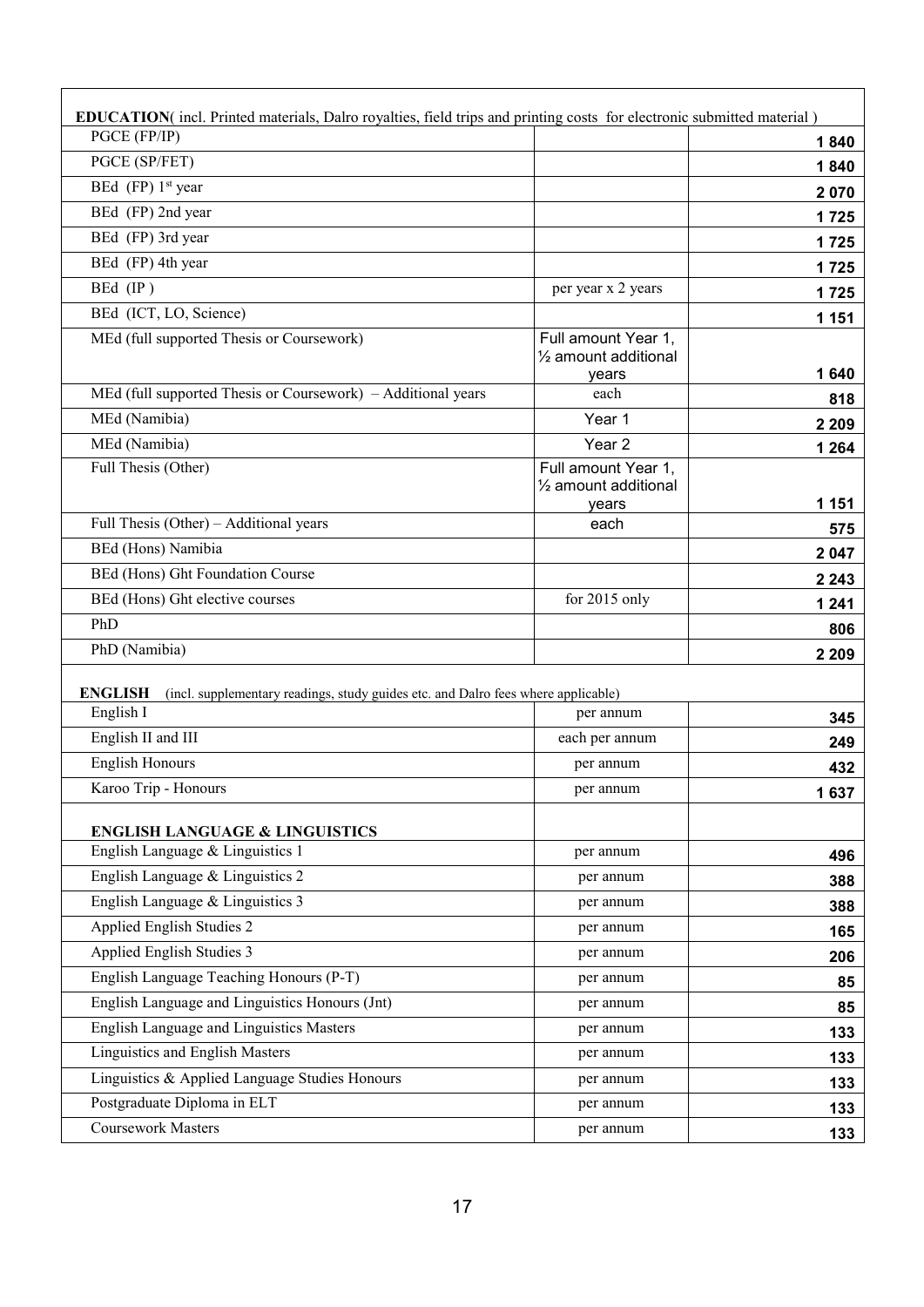| **EDUCATION**( incl. Printed materials, Dalro royalties, field trips and printing costs for electronic submitted material ) | | |
|---|---|---|
| PGCE (FP/IP) | | 1 840 |
| PGCE (SP/FET) | | 1 840 |
| BEd (FP) 1st year | | 2 070 |
| BEd (FP) 2nd year | | 1 725 |
| BEd (FP) 3rd year | | 1 725 |
| BEd (FP) 4th year | | 1 725 |
| BEd (IP ) | per year x 2 years | 1 725 |
| BEd (ICT, LO, Science) | | 1 151 |
| MEd (full supported Thesis or Coursework) | Full amount Year 1, ½ amount additional years | 1 640 |
| MEd (full supported Thesis or Coursework) – Additional years | each | 818 |
| MEd (Namibia) | Year 1 | 2 209 |
| MEd (Namibia) | Year 2 | 1 264 |
| Full Thesis (Other) | Full amount Year 1, ½ amount additional years | 1 151 |
| Full Thesis (Other) – Additional years | each | 575 |
| BEd (Hons) Namibia | | 2 047 |
| BEd (Hons) Ght Foundation Course | | 2 243 |
| BEd (Hons) Ght elective courses | for 2015 only | 1 241 |
| PhD | | 806 |
| PhD (Namibia) | | 2 209 |
| **ENGLISH** (incl. supplementary readings, study guides etc. and Dalro fees where applicable) | | |
| English I | per annum | 345 |
| English II and III | each per annum | 249 |
| English Honours | per annum | 432 |
| Karoo Trip - Honours | per annum | 1 637 |
| **ENGLISH LANGUAGE & LINGUISTICS** | | |
| English Language & Linguistics 1 | per annum | 496 |
| English Language & Linguistics 2 | per annum | 388 |
| English Language & Linguistics 3 | per annum | 388 |
| Applied English Studies 2 | per annum | 165 |
| Applied English Studies 3 | per annum | 206 |
| English Language Teaching Honours (P-T) | per annum | 85 |
| English Language and Linguistics Honours (Jnt) | per annum | 85 |
| English Language and Linguistics Masters | per annum | 133 |
| Linguistics and English Masters | per annum | 133 |
| Linguistics & Applied Language Studies Honours | per annum | 133 |
| Postgraduate Diploma in ELT | per annum | 133 |
| Coursework Masters | per annum | 133 |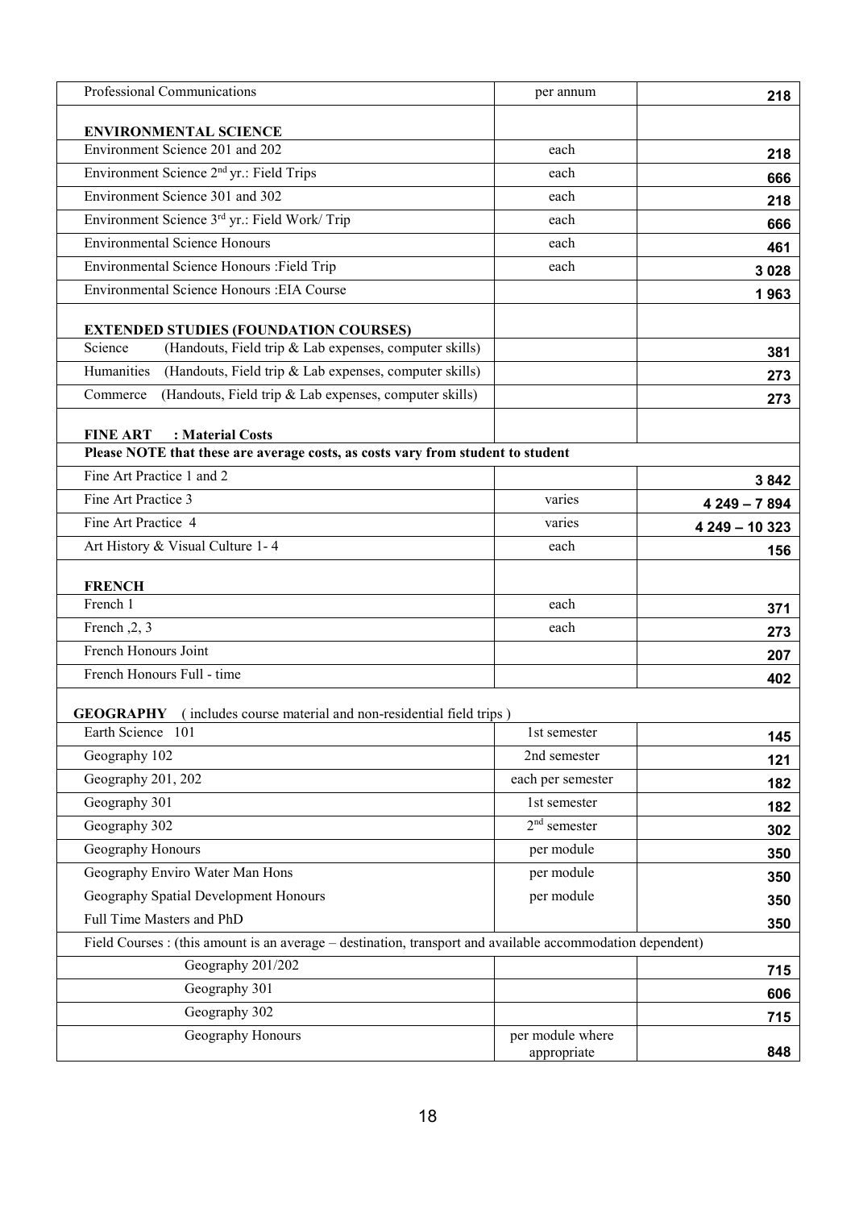| | | |
|---|---|---|
| Professional Communications | per annum | **218** |
| **ENVIRONMENTAL SCIENCE** | | |
| Environment Science 201 and 202 | each | **218** |
| Environment Science 2nd yr.: Field Trips | each | **666** |
| Environment Science 301 and 302 | each | **218** |
| Environment Science 3rd yr.: Field Work/ Trip | each | **666** |
| Environmental Science Honours | each | **461** |
| Environmental Science Honours :Field Trip | each | **3 028** |
| Environmental Science Honours :EIA Course | | **1 963** |
| **EXTENDED STUDIES (FOUNDATION COURSES)** | | |
| Science (Handouts, Field trip & Lab expenses, computer skills) | | **381** |
| Humanities (Handouts, Field trip & Lab expenses, computer skills) | | **273** |
| Commerce (Handouts, Field trip & Lab expenses, computer skills) | | **273** |
| **FINE ART : Material Costs** | | |
| **Please NOTE that these are average costs, as costs vary from student to student** | | |
| Fine Art Practice 1 and 2 | | **3 842** |
| Fine Art Practice 3 | varies | **4 249 – 7 894** |
| Fine Art Practice 4 | varies | **4 249 – 10 323** |
| Art History & Visual Culture 1- 4 | each | **156** |
| **FRENCH** | | |
| French 1 | each | **371** |
| French ,2, 3 | each | **273** |
| French Honours Joint | | **207** |
| French Honours Full - time | | **402** |
| **GEOGRAPHY** ( includes course material and non-residential field trips ) | | |
| Earth Science 101 | 1st semester | **145** |
| Geography 102 | 2nd semester | **121** |
| Geography 201, 202 | each per semester | **182** |
| Geography 301 | 1st semester | **182** |
| Geography 302 | 2nd semester | **302** |
| Geography Honours | per module | **350** |
| Geography Enviro Water Man Hons | per module | **350** |
| Geography Spatial Development Honours | per module | **350** |
| Full Time Masters and PhD | | **350** |
| Field Courses : (this amount is an average – destination, transport and available accommodation dependent) | | |
| Geography 201/202 | | **715** |
| Geography 301 | | **606** |
| Geography 302 | | **715** |
| Geography Honours | per module where appropriate | **848** |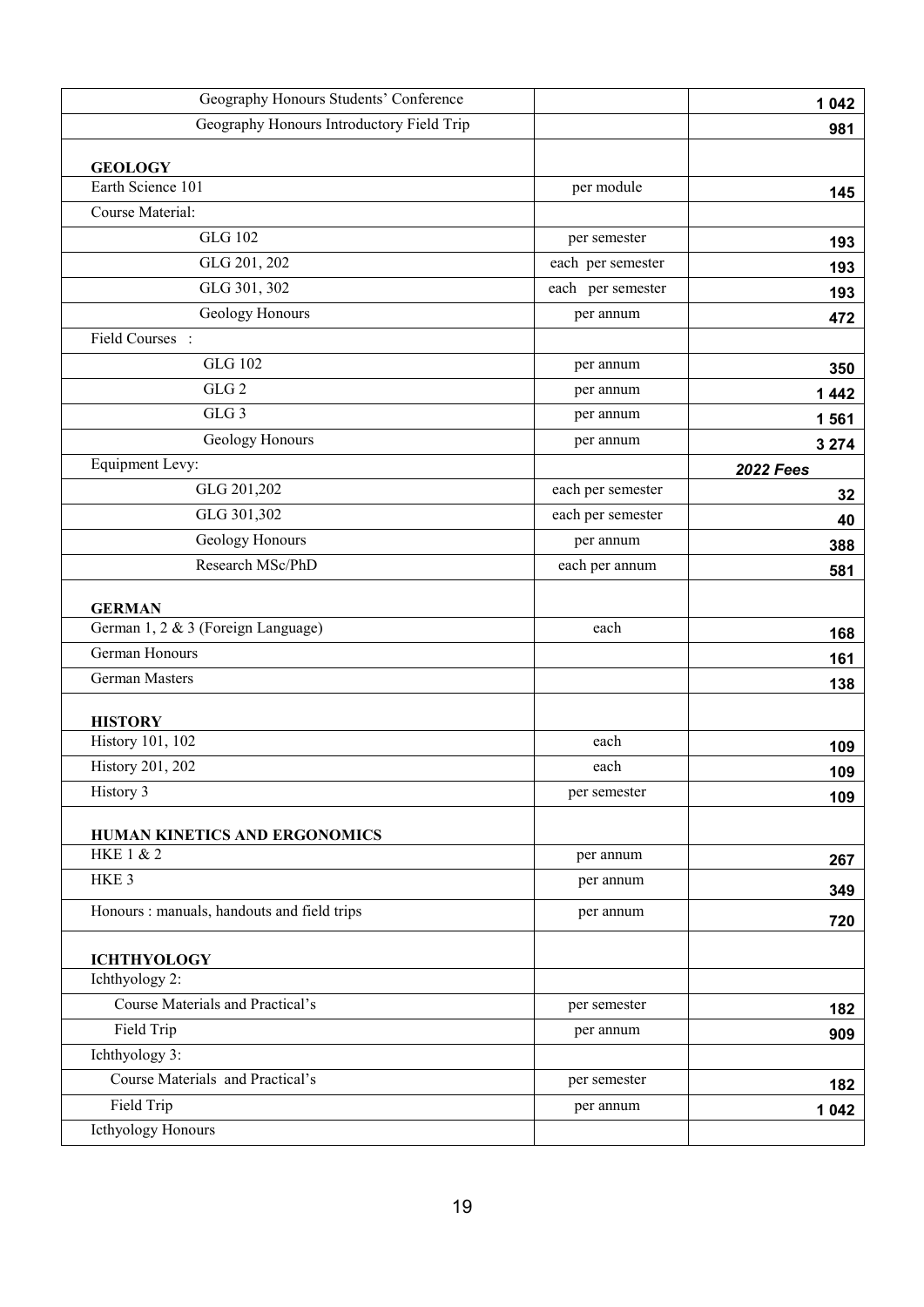| | | |
|---|---|---|
| Geography Honours Students' Conference | | **1 042** |
| Geography Honours Introductory Field Trip | | **981** |
| **GEOLOGY** | | |
| Earth Science 101 | per module | **145** |
| Course Material: | | |
| GLG 102 | per semester | **193** |
| GLG 201, 202 | each per semester | **193** |
| GLG 301, 302 | each per semester | **193** |
| Geology Honours | per annum | **472** |
| Field Courses : | | |
| GLG 102 | per annum | **350** |
| GLG 2 | per annum | **1 442** |
| GLG 3 | per annum | **1 561** |
| Geology Honours | per annum | **3 274** |
| Equipment Levy: | | ***2022 Fees*** |
| GLG 201,202 | each per semester | **32** |
| GLG 301,302 | each per semester | **40** |
| Geology Honours | per annum | **388** |
| Research MSc/PhD | each per annum | **581** |
| **GERMAN** | | |
| German 1, 2 & 3 (Foreign Language) | each | **168** |
| German Honours | | **161** |
| German Masters | | **138** |
| **HISTORY** | | |
| History 101, 102 | each | **109** |
| History 201, 202 | each | **109** |
| History 3 | per semester | **109** |
| **HUMAN KINETICS AND ERGONOMICS** | | |
| HKE 1 & 2 | per annum | **267** |
| HKE 3 | per annum | **349** |
| Honours : manuals, handouts and field trips | per annum | **720** |
| **ICHTHYOLOGY** | | |
| Ichthyology 2: | | |
| Course Materials and Practical's | per semester | **182** |
| Field Trip | per annum | **909** |
| Ichthyology 3: | | |
| Course Materials and Practical's | per semester | **182** |
| Field Trip | per annum | **1 042** |
| Icthyology Honours | | |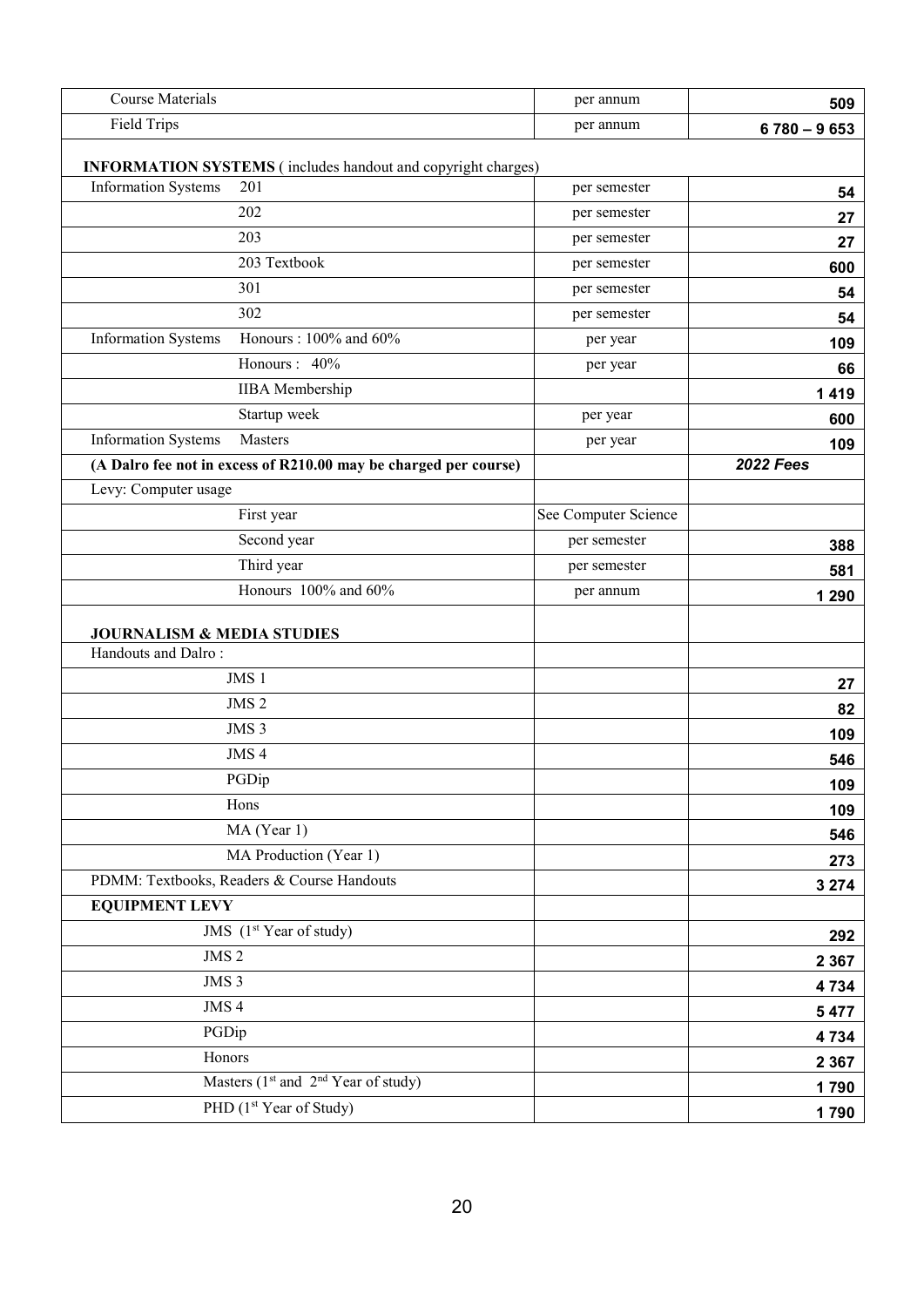| | | |
|---|---|---|
| Course Materials | per annum | **509** |
| Field Trips | per annum | **6 780 – 9 653** |
| **INFORMATION SYSTEMS** ( includes handout and copyright charges) | | |
| Information Systems 201 | per semester | **54** |
| 202 | per semester | **27** |
| 203 | per semester | **27** |
| 203 Textbook | per semester | **600** |
| 301 | per semester | **54** |
| 302 | per semester | **54** |
| Information Systems Honours : 100% and 60% | per year | **109** |
| Honours : 40% | per year | **66** |
| IIBA Membership | | **1 419** |
| Startup week | per year | **600** |
| Information Systems Masters | per year | **109** |
| **(A Dalro fee not in excess of R210.00 may be charged per course)** | | ***2022 Fees*** |
| Levy: Computer usage | | |
| First year | See Computer Science | |
| Second year | per semester | **388** |
| Third year | per semester | **581** |
| Honours 100% and 60% | per annum | **1 290** |
| **JOURNALISM & MEDIA STUDIES** | | |
| Handouts and Dalro : | | |
| JMS 1 | | **27** |
| JMS 2 | | **82** |
| JMS 3 | | **109** |
| JMS 4 | | **546** |
| PGDip | | **109** |
| Hons | | **109** |
| MA (Year 1) | | **546** |
| MA Production (Year 1) | | **273** |
| PDMM: Textbooks, Readers & Course Handouts | | **3 274** |
| **EQUIPMENT LEVY** | | |
| JMS (1st Year of study) | | **292** |
| JMS 2 | | **2 367** |
| JMS 3 | | **4 734** |
| JMS 4 | | **5 477** |
| PGDip | | **4 734** |
| Honors | | **2 367** |
| Masters (1st and 2nd Year of study) | | **1 790** |
| PHD (1st Year of Study) | | **1 790** |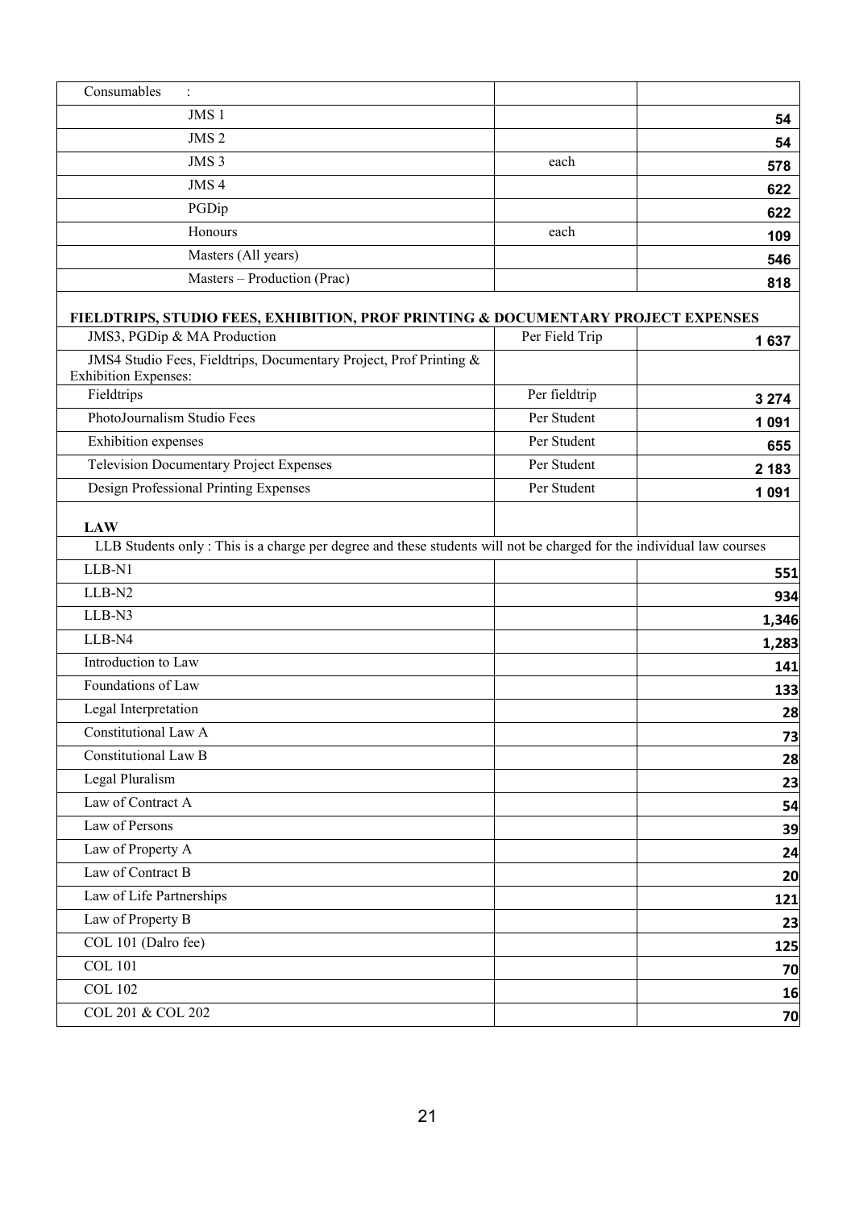| Consumables : | | |
|---|---|---|
| JMS 1 | | **54** |
| JMS 2 | | **54** |
| JMS 3 | each | **578** |
| JMS 4 | | **622** |
| PGDip | | **622** |
| Honours | each | **109** |
| Masters (All years) | | **546** |
| Masters – Production (Prac) | | **818** |
| **FIELDTRIPS, STUDIO FEES, EXHIBITION, PROF PRINTING & DOCUMENTARY PROJECT EXPENSES** | | |
| JMS3, PGDip & MA Production | Per Field Trip | **1 637** |
| JMS4 Studio Fees, Fieldtrips, Documentary Project, Prof Printing & Exhibition Expenses: | | |
| Fieldtrips | Per fieldtrip | **3 274** |
| PhotoJournalism Studio Fees | Per Student | **1 091** |
| Exhibition expenses | Per Student | **655** |
| Television Documentary Project Expenses | Per Student | **2 183** |
| Design Professional Printing Expenses | Per Student | **1 091** |
| **LAW** | | |
| LLB Students only : This is a charge per degree and these students will not be charged for the individual law courses | | |
| LLB-N1 | | **551** |
| LLB-N2 | | **934** |
| LLB-N3 | | **1,346** |
| LLB-N4 | | **1,283** |
| Introduction to Law | | **141** |
| Foundations of Law | | **133** |
| Legal Interpretation | | **28** |
| Constitutional Law A | | **73** |
| Constitutional Law B | | **28** |
| Legal Pluralism | | **23** |
| Law of Contract A | | **54** |
| Law of Persons | | **39** |
| Law of Property A | | **24** |
| Law of Contract B | | **20** |
| Law of Life Partnerships | | **121** |
| Law of Property B | | **23** |
| COL 101 (Dalro fee) | | **125** |
| COL 101 | | **70** |
| COL 102 | | **16** |
| COL 201 & COL 202 | | **70** |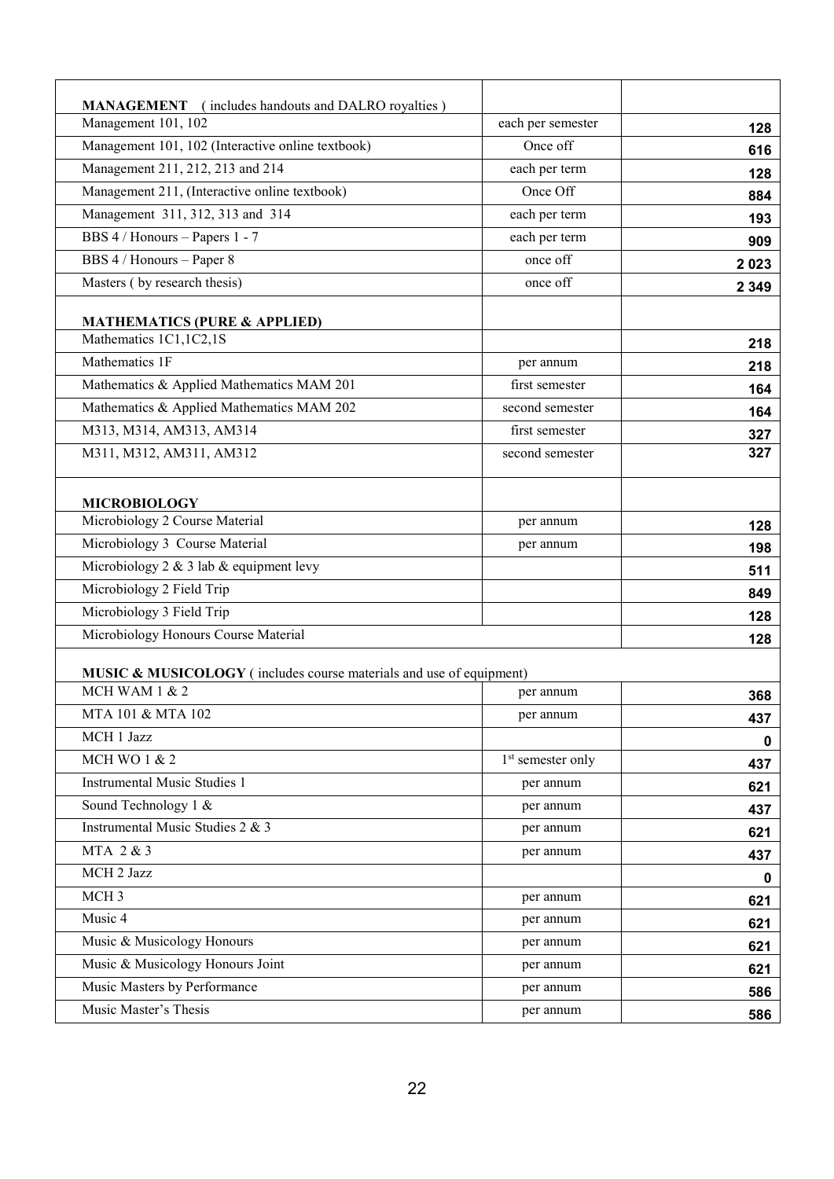| **MANAGEMENT** ( includes handouts and DALRO royalties ) | | |
|---|---|---|
| Management 101, 102 | each per semester | **128** |
| Management 101, 102 (Interactive online textbook) | Once off | **616** |
| Management 211, 212, 213 and 214 | each per term | **128** |
| Management 211, (Interactive online textbook) | Once Off | **884** |
| Management 311, 312, 313 and 314 | each per term | **193** |
| BBS 4 / Honours – Papers 1 - 7 | each per term | **909** |
| BBS 4 / Honours – Paper 8 | once off | **2 023** |
| Masters ( by research thesis) | once off | **2 349** |
| **MATHEMATICS (PURE & APPLIED)** | | |
| Mathematics 1C1,1C2,1S | | **218** |
| Mathematics 1F | per annum | **218** |
| Mathematics & Applied Mathematics MAM 201 | first semester | **164** |
| Mathematics & Applied Mathematics MAM 202 | second semester | **164** |
| M313, M314, AM313, AM314 | first semester | **327** |
| M311, M312, AM311, AM312 | second semester | **327** |
| **MICROBIOLOGY** | | |
| Microbiology 2 Course Material | per annum | **128** |
| Microbiology 3 Course Material | per annum | **198** |
| Microbiology 2 & 3 lab & equipment levy | | **511** |
| Microbiology 2 Field Trip | | **849** |
| Microbiology 3 Field Trip | | **128** |
| Microbiology Honours Course Material | | **128** |
| **MUSIC & MUSICOLOGY** ( includes course materials and use of equipment) | | |
| MCH WAM 1 & 2 | per annum | **368** |
| MTA 101 & MTA 102 | per annum | **437** |
| MCH 1 Jazz | | **0** |
| MCH WO 1 & 2 | 1st semester only | **437** |
| Instrumental Music Studies 1 | per annum | **621** |
| Sound Technology 1 & | per annum | **437** |
| Instrumental Music Studies 2 & 3 | per annum | **621** |
| MTA 2 & 3 | per annum | **437** |
| MCH 2 Jazz | | **0** |
| MCH 3 | per annum | **621** |
| Music 4 | per annum | **621** |
| Music & Musicology Honours | per annum | **621** |
| Music & Musicology Honours Joint | per annum | **621** |
| Music Masters by Performance | per annum | **586** |
| Music Master's Thesis | per annum | **586** |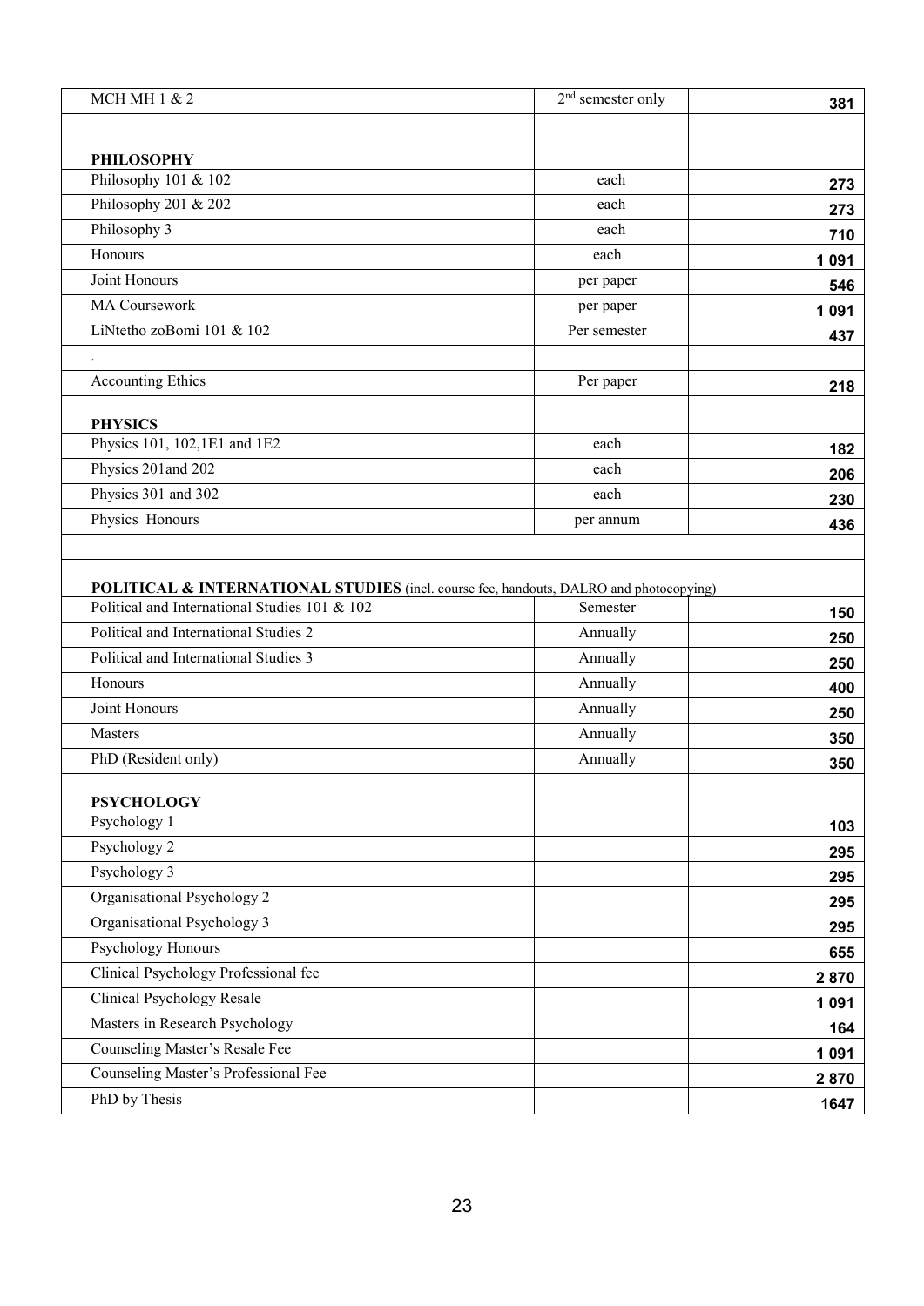| | | |
|---|---|---|
| MCH MH 1 & 2 | 2nd semester only | 381 |
| | | |
| **PHILOSOPHY** | | |
| Philosophy 101 & 102 | each | 273 |
| Philosophy 201 & 202 | each | 273 |
| Philosophy 3 | each | 710 |
| Honours | each | 1 091 |
| Joint Honours | per paper | 546 |
| MA Coursework | per paper | 1 091 |
| LiNtetho zoBomi 101 & 102 | Per semester | 437 |
| . | | |
| Accounting Ethics | Per paper | 218 |
| | | |
| **PHYSICS** | | |
| Physics 101, 102,1E1 and 1E2 | each | 182 |
| Physics 201and 202 | each | 206 |
| Physics 301 and 302 | each | 230 |
| Physics Honours | per annum | 436 |
| | | |
| **POLITICAL & INTERNATIONAL STUDIES** (incl. course fee, handouts, DALRO and photocopying) | | |
| Political and International Studies 101 & 102 | Semester | 150 |
| Political and International Studies 2 | Annually | 250 |
| Political and International Studies 3 | Annually | 250 |
| Honours | Annually | 400 |
| Joint Honours | Annually | 250 |
| Masters | Annually | 350 |
| PhD (Resident only) | Annually | 350 |
| | | |
| **PSYCHOLOGY** | | |
| Psychology 1 | | 103 |
| Psychology 2 | | 295 |
| Psychology 3 | | 295 |
| Organisational Psychology 2 | | 295 |
| Organisational Psychology 3 | | 295 |
| Psychology Honours | | 655 |
| Clinical Psychology Professional fee | | 2 870 |
| Clinical Psychology Resale | | 1 091 |
| Masters in Research Psychology | | 164 |
| Counseling Master's Resale Fee | | 1 091 |
| Counseling Master's Professional Fee | | 2 870 |
| PhD by Thesis | | 1647 |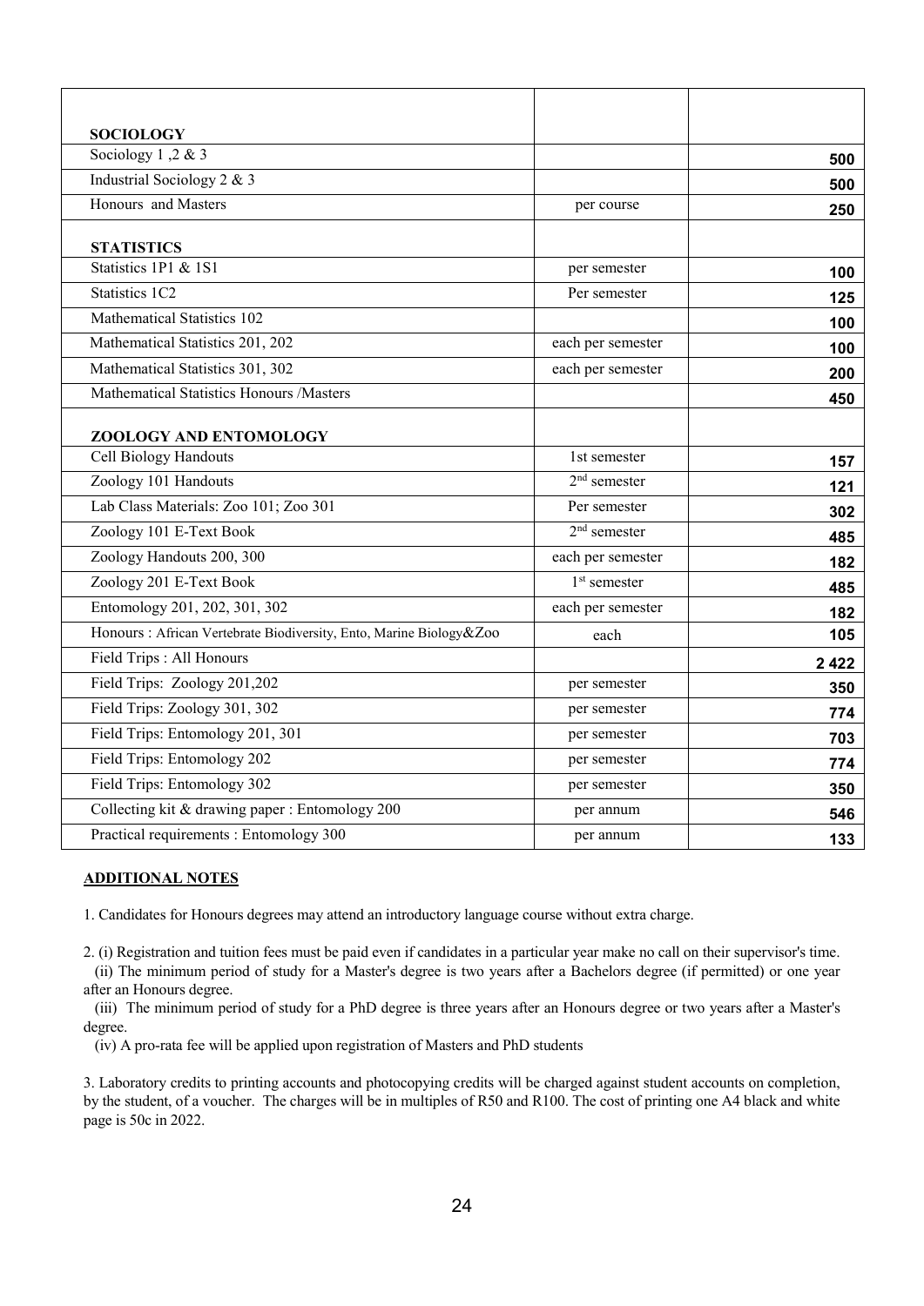| | | |
|---|---|---|
| **SOCIOLOGY** | | |
| Sociology 1 ,2 & 3 | | **500** |
| Industrial Sociology 2 & 3 | | **500** |
| Honours and Masters | per course | **250** |
| **STATISTICS** | | |
| Statistics 1P1 & 1S1 | per semester | **100** |
| Statistics 1C2 | Per semester | **125** |
| Mathematical Statistics 102 | | **100** |
| Mathematical Statistics 201, 202 | each per semester | **100** |
| Mathematical Statistics 301, 302 | each per semester | **200** |
| Mathematical Statistics Honours /Masters | | **450** |
| **ZOOLOGY AND ENTOMOLOGY** | | |
| Cell Biology Handouts | 1st semester | **157** |
| Zoology 101 Handouts | 2nd semester | **121** |
| Lab Class Materials: Zoo 101; Zoo 301 | Per semester | **302** |
| Zoology 101 E-Text Book | 2nd semester | **485** |
| Zoology Handouts 200, 300 | each per semester | **182** |
| Zoology 201 E-Text Book | 1st semester | **485** |
| Entomology 201, 202, 301, 302 | each per semester | **182** |
| Honours : African Vertebrate Biodiversity, Ento, Marine Biology&Zoo | each | **105** |
| Field Trips : All Honours | | **2 422** |
| Field Trips: Zoology 201,202 | per semester | **350** |
| Field Trips: Zoology 301, 302 | per semester | **774** |
| Field Trips: Entomology 201, 301 | per semester | **703** |
| Field Trips: Entomology 202 | per semester | **774** |
| Field Trips: Entomology 302 | per semester | **350** |
| Collecting kit & drawing paper : Entomology 200 | per annum | **546** |
| Practical requirements : Entomology 300 | per annum | **133** |

**ADDITIONAL NOTES**

1. Candidates for Honours degrees may attend an introductory language course without extra charge.

2. (i) Registration and tuition fees must be paid even if candidates in a particular year make no call on their supervisor's time.
   (ii) The minimum period of study for a Master's degree is two years after a Bachelors degree (if permitted) or one year after an Honours degree.
   (iii) The minimum period of study for a PhD degree is three years after an Honours degree or two years after a Master's degree.
   (iv) A pro-rata fee will be applied upon registration of Masters and PhD students

3. Laboratory credits to printing accounts and photocopying credits will be charged against student accounts on completion, by the student, of a voucher. The charges will be in multiples of R50 and R100. The cost of printing one A4 black and white page is 50c in 2022.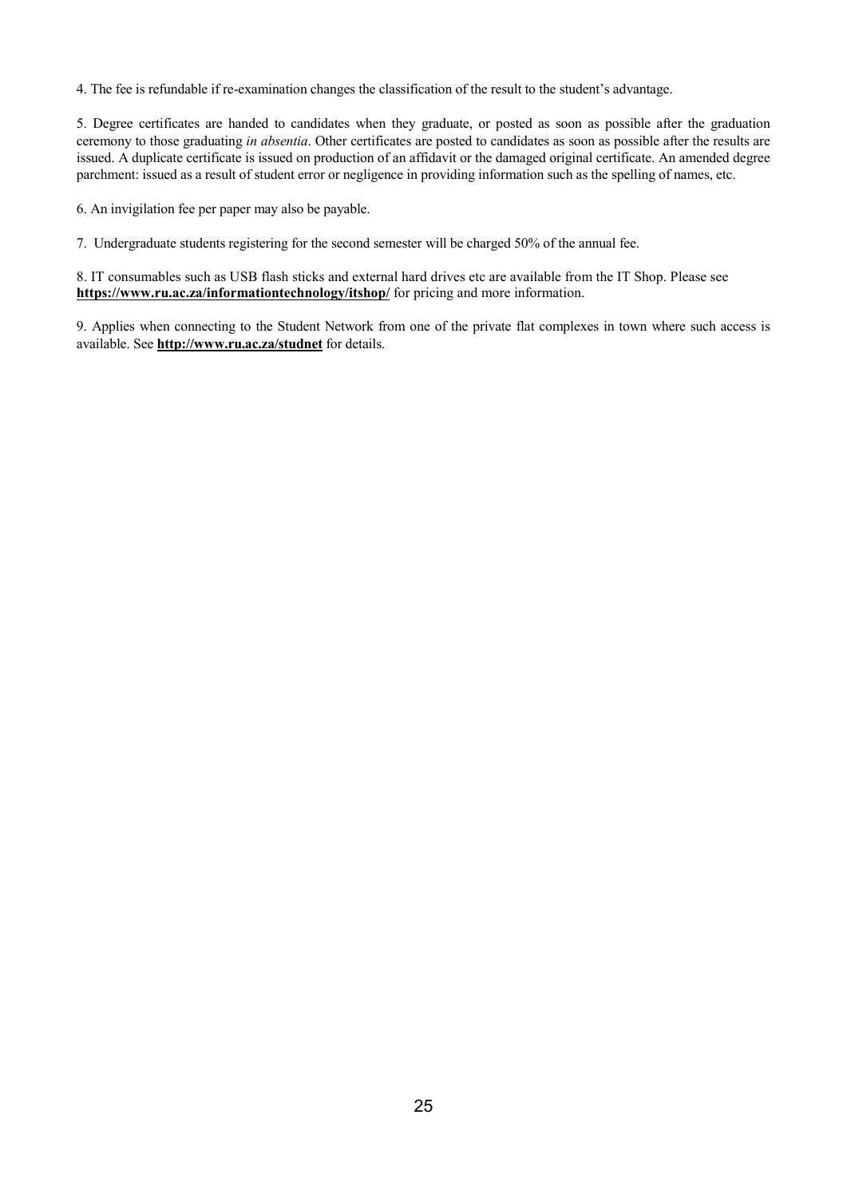4. The fee is refundable if re-examination changes the classification of the result to the student's advantage.

5. Degree certificates are handed to candidates when they graduate, or posted as soon as possible after the graduation ceremony to those graduating *in absentia*. Other certificates are posted to candidates as soon as possible after the results are issued. A duplicate certificate is issued on production of an affidavit or the damaged original certificate. An amended degree parchment: issued as a result of student error or negligence in providing information such as the spelling of names, etc.

6. An invigilation fee per paper may also be payable.

7. Undergraduate students registering for the second semester will be charged 50% of the annual fee.

8. IT consumables such as USB flash sticks and external hard drives etc are available from the IT Shop. Please see **https://www.ru.ac.za/informationtechnology/itshop/** for pricing and more information.

9. Applies when connecting to the Student Network from one of the private flat complexes in town where such access is available. See **http://www.ru.ac.za/studnet** for details.